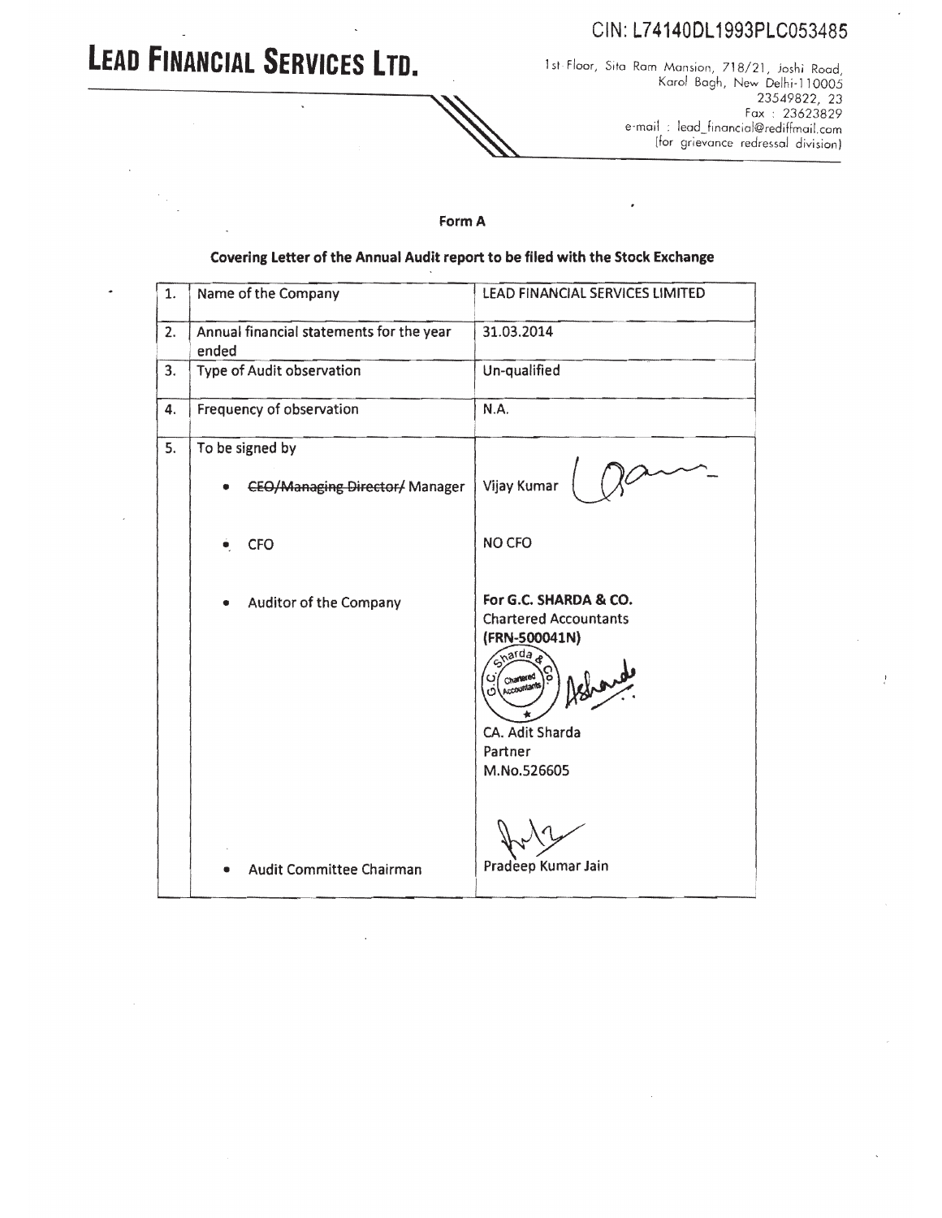CIN: L74140DL1993PLC053485

# LEAD FINANCIAL SERVICES LTD.

1st Floor, Sita Ram Mansion, 718/21, Joshi Road,
Karol Bagh, New Delhi-110005
23549822, 23
Fax : 23623829
e-mail : lead_financial@rediffmail.com
(for grievance redressal division)

**Form A**

**Covering Letter of the Annual Audit report to be filed with the Stock Exchange**

| | | |
|---|---|---|
| 1. | Name of the Company | LEAD FINANCIAL SERVICES LIMITED |
| 2. | Annual financial statements for the year ended | 31.03.2014 |
| 3. | Type of Audit observation | Un-qualified |
| 4. | Frequency of observation | N.A. |
| 5. | To be signed by | |
| | • ~~CEO/Managing Director/~~ Manager | Vijay Kumar |
| | • CFO | NO CFO |
| | • Auditor of the Company | **For G.C. SHARDA & CO.** Chartered Accountants **(FRN-500041N)** CA. Adit Sharda Partner M.No.526605 |
| | • Audit Committee Chairman | Pradeep Kumar Jain |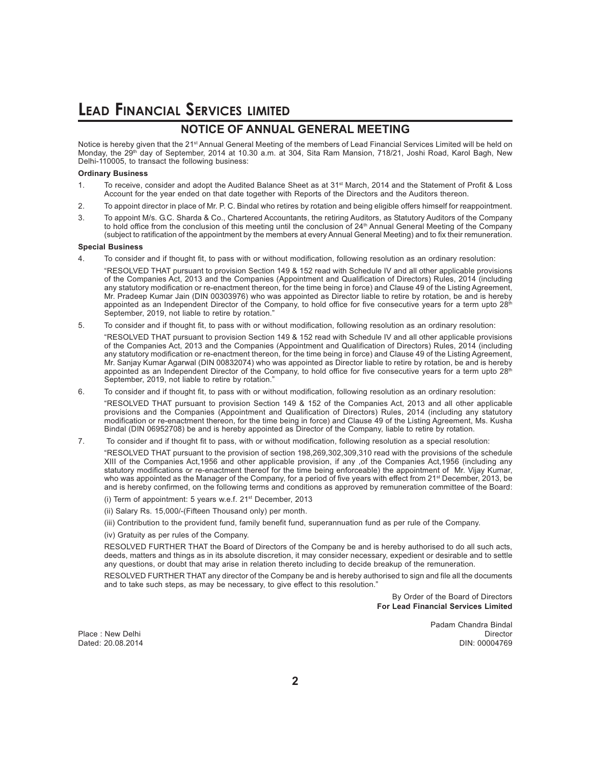# LEAD FINANCIAL SERVICES LIMITED

## NOTICE OF ANNUAL GENERAL MEETING

Notice is hereby given that the 21st Annual General Meeting of the members of Lead Financial Services Limited will be held on Monday, the 29th day of September, 2014 at 10.30 a.m. at 304, Sita Ram Mansion, 718/21, Joshi Road, Karol Bagh, New Delhi-110005, to transact the following business:

**Ordinary Business**

1. To receive, consider and adopt the Audited Balance Sheet as at 31st March, 2014 and the Statement of Profit & Loss Account for the year ended on that date together with Reports of the Directors and the Auditors thereon.
2. To appoint director in place of Mr. P. C. Bindal who retires by rotation and being eligible offers himself for reappointment.
3. To appoint M/s. G.C. Sharda & Co., Chartered Accountants, the retiring Auditors, as Statutory Auditors of the Company to hold office from the conclusion of this meeting until the conclusion of 24th Annual General Meeting of the Company (subject to ratification of the appointment by the members at every Annual General Meeting) and to fix their remuneration.

**Special Business**

4. To consider and if thought fit, to pass with or without modification, following resolution as an ordinary resolution:

   "RESOLVED THAT pursuant to provision Section 149 & 152 read with Schedule IV and all other applicable provisions of the Companies Act, 2013 and the Companies (Appointment and Qualification of Directors) Rules, 2014 (including any statutory modification or re-enactment thereon, for the time being in force) and Clause 49 of the Listing Agreement, Mr. Pradeep Kumar Jain (DIN 00303976) who was appointed as Director liable to retire by rotation, be and is hereby appointed as an Independent Director of the Company, to hold office for five consecutive years for a term upto 28th September, 2019, not liable to retire by rotation."

5. To consider and if thought fit, to pass with or without modification, following resolution as an ordinary resolution:

   "RESOLVED THAT pursuant to provision Section 149 & 152 read with Schedule IV and all other applicable provisions of the Companies Act, 2013 and the Companies (Appointment and Qualification of Directors) Rules, 2014 (including any statutory modification or re-enactment thereon, for the time being in force) and Clause 49 of the Listing Agreement, Mr. Sanjay Kumar Agarwal (DIN 00832074) who was appointed as Director liable to retire by rotation, be and is hereby appointed as an Independent Director of the Company, to hold office for five consecutive years for a term upto 28th September, 2019, not liable to retire by rotation."

6. To consider and if thought fit, to pass with or without modification, following resolution as an ordinary resolution:

   "RESOLVED THAT pursuant to provision Section 149 & 152 of the Companies Act, 2013 and all other applicable provisions and the Companies (Appointment and Qualification of Directors) Rules, 2014 (including any statutory modification or re-enactment thereon, for the time being in force) and Clause 49 of the Listing Agreement, Ms. Kusha Bindal (DIN 06952708) be and is hereby appointed as Director of the Company, liable to retire by rotation.

7. To consider and if thought fit to pass, with or without modification, following resolution as a special resolution:

   "RESOLVED THAT pursuant to the provision of section 198,269,302,309,310 read with the provisions of the schedule XIII of the Companies Act,1956 and other applicable provision, if any ,of the Companies Act,1956 (including any statutory modifications or re-enactment thereof for the time being enforceable) the appointment of Mr. Vijay Kumar, who was appointed as the Manager of the Company, for a period of five years with effect from 21st December, 2013, be and is hereby confirmed, on the following terms and conditions as approved by remuneration committee of the Board:

   (i) Term of appointment: 5 years w.e.f. 21st December, 2013

   (ii) Salary Rs. 15,000/-(Fifteen Thousand only) per month.

   (iii) Contribution to the provident fund, family benefit fund, superannuation fund as per rule of the Company.

   (iv) Gratuity as per rules of the Company.

   RESOLVED FURTHER THAT the Board of Directors of the Company be and is hereby authorised to do all such acts, deeds, matters and things as in its absolute discretion, it may consider necessary, expedient or desirable and to settle any questions, or doubt that may arise in relation thereto including to decide breakup of the remuneration.

   RESOLVED FURTHER THAT any director of the Company be and is hereby authorised to sign and file all the documents and to take such steps, as may be necessary, to give effect to this resolution."

By Order of the Board of Directors
**For Lead Financial Services Limited**

Padam Chandra Bindal
Director
DIN: 00004769

Place : New Delhi
Dated: 20.08.2014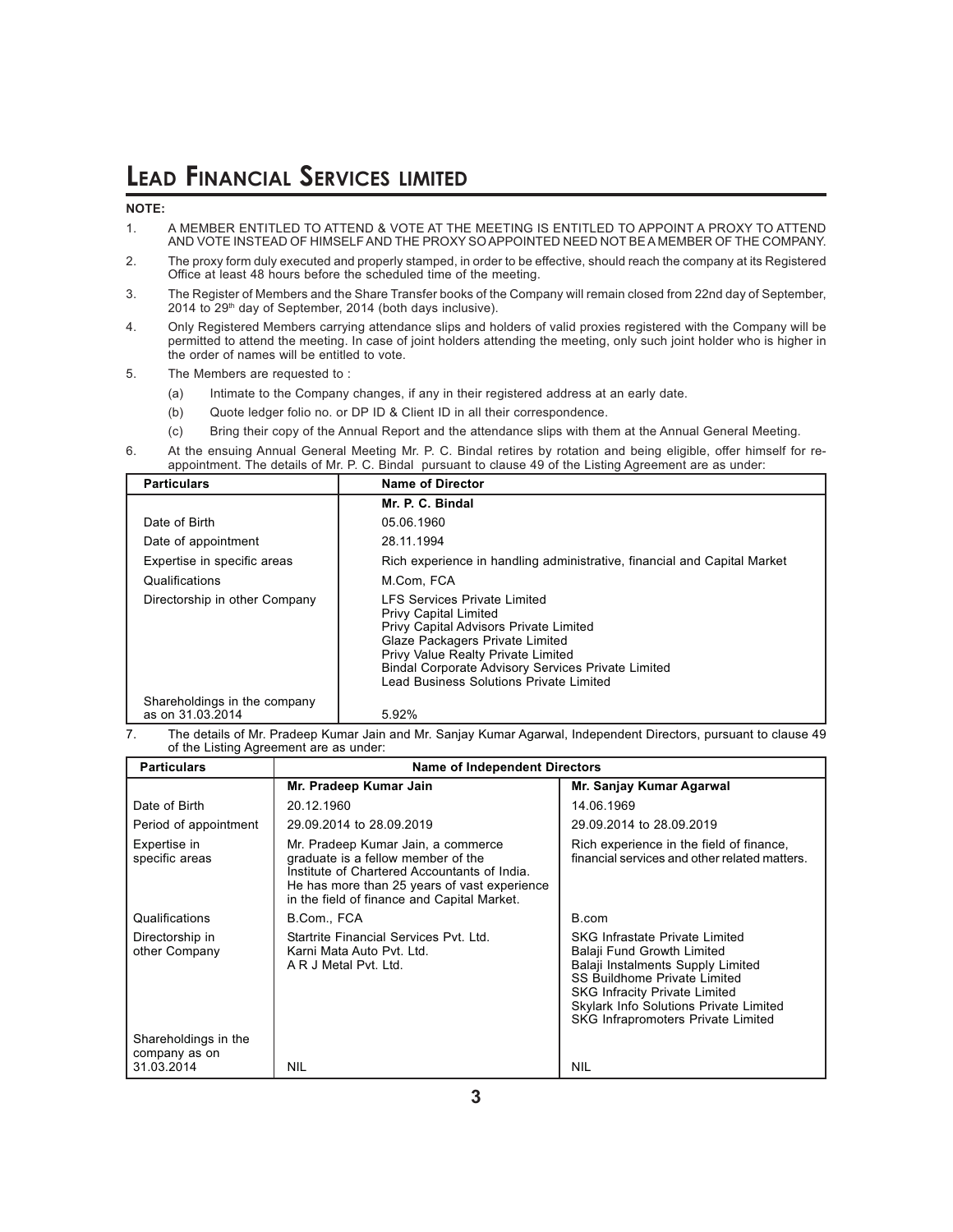# LEAD FINANCIAL SERVICES LIMITED

**NOTE:**

1. A MEMBER ENTITLED TO ATTEND & VOTE AT THE MEETING IS ENTITLED TO APPOINT A PROXY TO ATTEND AND VOTE INSTEAD OF HIMSELF AND THE PROXY SO APPOINTED NEED NOT BE A MEMBER OF THE COMPANY.
2. The proxy form duly executed and properly stamped, in order to be effective, should reach the company at its Registered Office at least 48 hours before the scheduled time of the meeting.
3. The Register of Members and the Share Transfer books of the Company will remain closed from 22nd day of September, 2014 to 29th day of September, 2014 (both days inclusive).
4. Only Registered Members carrying attendance slips and holders of valid proxies registered with the Company will be permitted to attend the meeting. In case of joint holders attending the meeting, only such joint holder who is higher in the order of names will be entitled to vote.
5. The Members are requested to :
   (a) Intimate to the Company changes, if any in their registered address at an early date.
   (b) Quote ledger folio no. or DP ID & Client ID in all their correspondence.
   (c) Bring their copy of the Annual Report and the attendance slips with them at the Annual General Meeting.
6. At the ensuing Annual General Meeting Mr. P. C. Bindal retires by rotation and being eligible, offer himself for re-appointment. The details of Mr. P. C. Bindal pursuant to clause 49 of the Listing Agreement are as under:

| Particulars | Name of Director |
|---|---|
| | **Mr. P. C. Bindal** |
| Date of Birth | 05.06.1960 |
| Date of appointment | 28.11.1994 |
| Expertise in specific areas | Rich experience in handling administrative, financial and Capital Market |
| Qualifications | M.Com, FCA |
| Directorship in other Company | LFS Services Private Limited<br>Privy Capital Limited<br>Privy Capital Advisors Private Limited<br>Glaze Packagers Private Limited<br>Privy Value Realty Private Limited<br>Bindal Corporate Advisory Services Private Limited<br>Lead Business Solutions Private Limited |
| Shareholdings in the company as on 31.03.2014 | 5.92% |

7. The details of Mr. Pradeep Kumar Jain and Mr. Sanjay Kumar Agarwal, Independent Directors, pursuant to clause 49 of the Listing Agreement are as under:

| Particulars | Name of Independent Directors | |
|---|---|---|
| | **Mr. Pradeep Kumar Jain** | **Mr. Sanjay Kumar Agarwal** |
| Date of Birth | 20.12.1960 | 14.06.1969 |
| Period of appointment | 29.09.2014 to 28.09.2019 | 29.09.2014 to 28.09.2019 |
| Expertise in specific areas | Mr. Pradeep Kumar Jain, a commerce graduate is a fellow member of the Institute of Chartered Accountants of India. He has more than 25 years of vast experience in the field of finance and Capital Market. | Rich experience in the field of finance, financial services and other related matters. |
| Qualifications | B.Com., FCA | B.com |
| Directorship in other Company | Startrite Financial Services Pvt. Ltd.<br>Karni Mata Auto Pvt. Ltd.<br>A R J Metal Pvt. Ltd. | SKG Infrastate Private Limited<br>Balaji Fund Growth Limited<br>Balaji Instalments Supply Limited<br>SS Buildhome Private Limited<br>SKG Infracity Private Limited<br>Skylark Info Solutions Private Limited<br>SKG Infrapromoters Private Limited |
| Shareholdings in the company as on 31.03.2014 | NIL | NIL |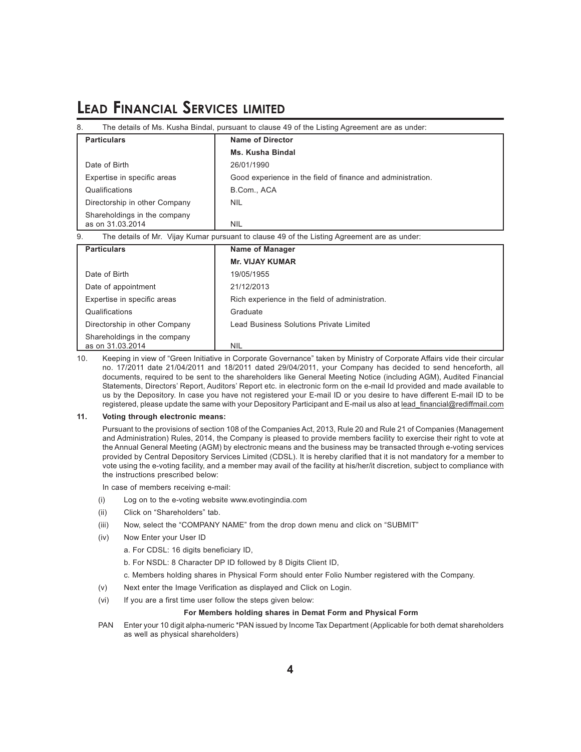8. The details of Ms. Kusha Bindal, pursuant to clause 49 of the Listing Agreement are as under:

| Particulars | Name of Director |
|---|---|
| | **Ms. Kusha Bindal** |
| Date of Birth | 26/01/1990 |
| Expertise in specific areas | Good experience in the field of finance and administration. |
| Qualifications | B.Com., ACA |
| Directorship in other Company | NIL |
| Shareholdings in the company as on 31.03.2014 | NIL |

9. The details of Mr. Vijay Kumar pursuant to clause 49 of the Listing Agreement are as under:

| Particulars | Name of Manager |
|---|---|
| | **Mr. VIJAY KUMAR** |
| Date of Birth | 19/05/1955 |
| Date of appointment | 21/12/2013 |
| Expertise in specific areas | Rich experience in the field of administration. |
| Qualifications | Graduate |
| Directorship in other Company | Lead Business Solutions Private Limited |
| Shareholdings in the company as on 31.03.2014 | NIL |

10. Keeping in view of "Green Initiative in Corporate Governance" taken by Ministry of Corporate Affairs vide their circular no. 17/2011 date 21/04/2011 and 18/2011 dated 29/04/2011, your Company has decided to send henceforth, all documents, required to be sent to the shareholders like General Meeting Notice (including AGM), Audited Financial Statements, Directors' Report, Auditors' Report etc. in electronic form on the e-mail Id provided and made available to us by the Depository. In case you have not registered your E-mail ID or you desire to have different E-mail ID to be registered, please update the same with your Depository Participant and E-mail us also at lead_financial@rediffmail.com

**11. Voting through electronic means:**

Pursuant to the provisions of section 108 of the Companies Act, 2013, Rule 20 and Rule 21 of Companies (Management and Administration) Rules, 2014, the Company is pleased to provide members facility to exercise their right to vote at the Annual General Meeting (AGM) by electronic means and the business may be transacted through e-voting services provided by Central Depository Services Limited (CDSL). It is hereby clarified that it is not mandatory for a member to vote using the e-voting facility, and a member may avail of the facility at his/her/it discretion, subject to compliance with the instructions prescribed below:

In case of members receiving e-mail:

(i) Log on to the e-voting website www.evotingindia.com

(ii) Click on "Shareholders" tab.

(iii) Now, select the "COMPANY NAME" from the drop down menu and click on "SUBMIT"

(iv) Now Enter your User ID

a. For CDSL: 16 digits beneficiary ID,

b. For NSDL: 8 Character DP ID followed by 8 Digits Client ID,

c. Members holding shares in Physical Form should enter Folio Number registered with the Company.

(v) Next enter the Image Verification as displayed and Click on Login.

(vi) If you are a first time user follow the steps given below:

**For Members holding shares in Demat Form and Physical Form**

PAN Enter your 10 digit alpha-numeric *PAN issued by Income Tax Department (Applicable for both demat shareholders as well as physical shareholders)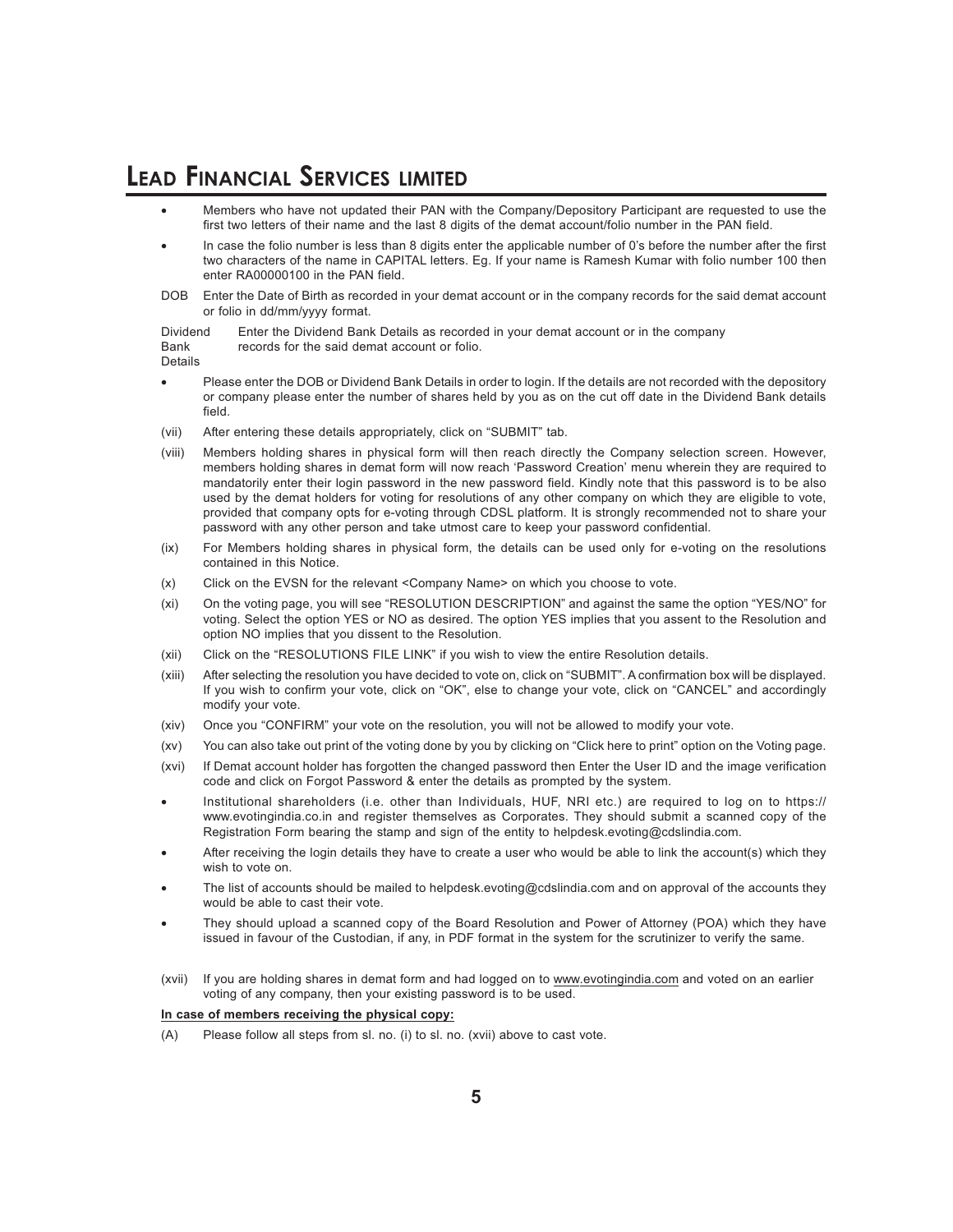- Members who have not updated their PAN with the Company/Depository Participant are requested to use the first two letters of their name and the last 8 digits of the demat account/folio number in the PAN field.
- In case the folio number is less than 8 digits enter the applicable number of 0's before the number after the first two characters of the name in CAPITAL letters. Eg. If your name is Ramesh Kumar with folio number 100 then enter RA00000100 in the PAN field.

| | |
|---|---|
| DOB | Enter the Date of Birth as recorded in your demat account or in the company records for the said demat account or folio in dd/mm/yyyy format. |
| Dividend Bank Details | Enter the Dividend Bank Details as recorded in your demat account or in the company records for the said demat account or folio. |

- Please enter the DOB or Dividend Bank Details in order to login. If the details are not recorded with the depository or company please enter the number of shares held by you as on the cut off date in the Dividend Bank details field.

(vii) After entering these details appropriately, click on "SUBMIT" tab.

(viii) Members holding shares in physical form will then reach directly the Company selection screen. However, members holding shares in demat form will now reach 'Password Creation' menu wherein they are required to mandatorily enter their login password in the new password field. Kindly note that this password is to be also used by the demat holders for voting for resolutions of any other company on which they are eligible to vote, provided that company opts for e-voting through CDSL platform. It is strongly recommended not to share your password with any other person and take utmost care to keep your password confidential.

(ix) For Members holding shares in physical form, the details can be used only for e-voting on the resolutions contained in this Notice.

(x) Click on the EVSN for the relevant <Company Name> on which you choose to vote.

(xi) On the voting page, you will see "RESOLUTION DESCRIPTION" and against the same the option "YES/NO" for voting. Select the option YES or NO as desired. The option YES implies that you assent to the Resolution and option NO implies that you dissent to the Resolution.

(xii) Click on the "RESOLUTIONS FILE LINK" if you wish to view the entire Resolution details.

(xiii) After selecting the resolution you have decided to vote on, click on "SUBMIT". A confirmation box will be displayed. If you wish to confirm your vote, click on "OK", else to change your vote, click on "CANCEL" and accordingly modify your vote.

(xiv) Once you "CONFIRM" your vote on the resolution, you will not be allowed to modify your vote.

(xv) You can also take out print of the voting done by you by clicking on "Click here to print" option on the Voting page.

(xvi) If Demat account holder has forgotten the changed password then Enter the User ID and the image verification code and click on Forgot Password & enter the details as prompted by the system.

- Institutional shareholders (i.e. other than Individuals, HUF, NRI etc.) are required to log on to https://www.evotingindia.co.in and register themselves as Corporates. They should submit a scanned copy of the Registration Form bearing the stamp and sign of the entity to helpdesk.evoting@cdslindia.com.
- After receiving the login details they have to create a user who would be able to link the account(s) which they wish to vote on.
- The list of accounts should be mailed to helpdesk.evoting@cdslindia.com and on approval of the accounts they would be able to cast their vote.
- They should upload a scanned copy of the Board Resolution and Power of Attorney (POA) which they have issued in favour of the Custodian, if any, in PDF format in the system for the scrutinizer to verify the same.

(xvii) If you are holding shares in demat form and had logged on to www.evotingindia.com and voted on an earlier voting of any company, then your existing password is to be used.

**In case of members receiving the physical copy:**

(A) Please follow all steps from sl. no. (i) to sl. no. (xvii) above to cast vote.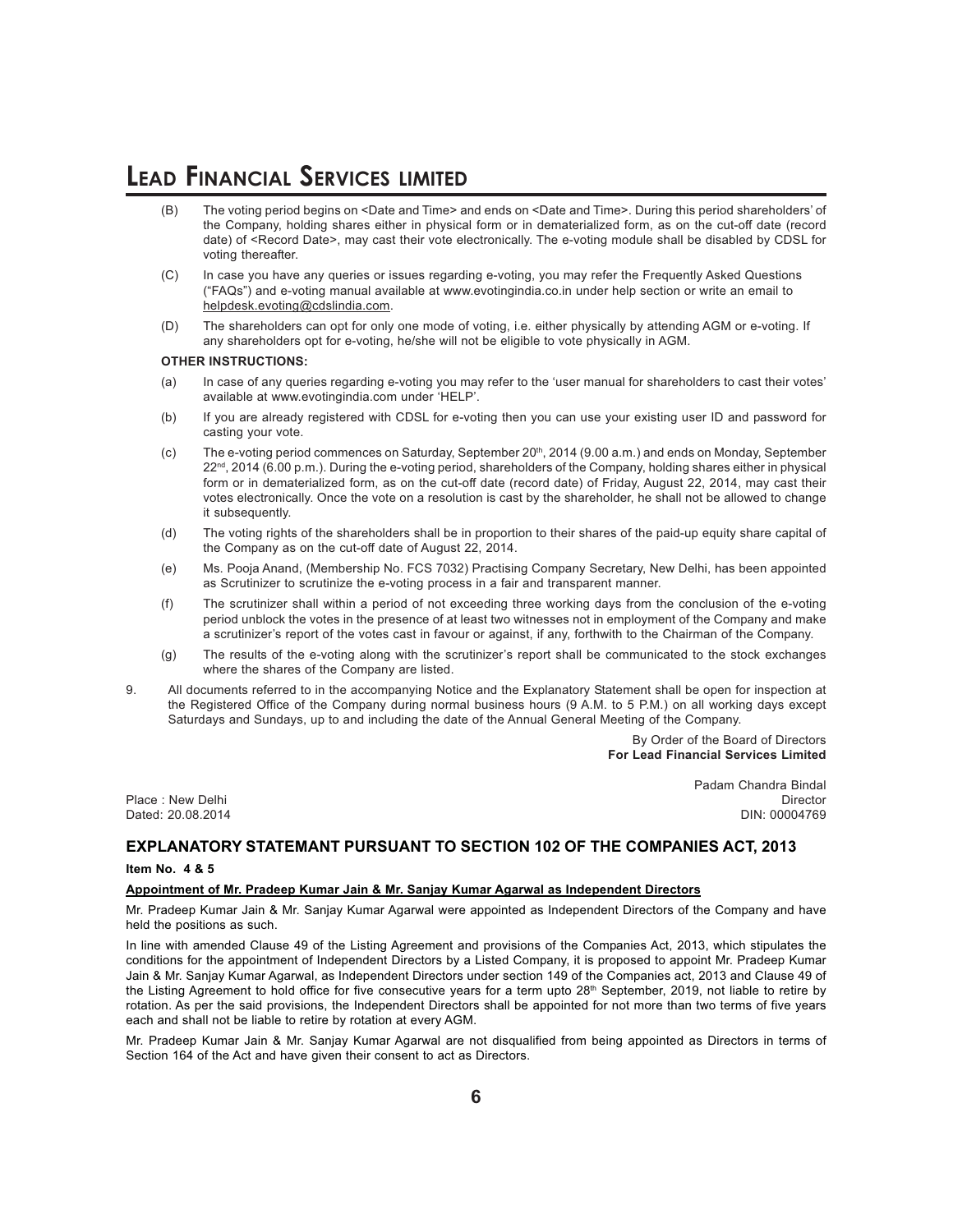(B) The voting period begins on <Date and Time> and ends on <Date and Time>. During this period shareholders' of the Company, holding shares either in physical form or in dematerialized form, as on the cut-off date (record date) of <Record Date>, may cast their vote electronically. The e-voting module shall be disabled by CDSL for voting thereafter.

(C) In case you have any queries or issues regarding e-voting, you may refer the Frequently Asked Questions ("FAQs") and e-voting manual available at www.evotingindia.co.in under help section or write an email to helpdesk.evoting@cdslindia.com.

(D) The shareholders can opt for only one mode of voting, i.e. either physically by attending AGM or e-voting. If any shareholders opt for e-voting, he/she will not be eligible to vote physically in AGM.

**OTHER INSTRUCTIONS:**

(a) In case of any queries regarding e-voting you may refer to the 'user manual for shareholders to cast their votes' available at www.evotingindia.com under 'HELP'.

(b) If you are already registered with CDSL for e-voting then you can use your existing user ID and password for casting your vote.

(c) The e-voting period commences on Saturday, September 20th, 2014 (9.00 a.m.) and ends on Monday, September 22nd, 2014 (6.00 p.m.). During the e-voting period, shareholders of the Company, holding shares either in physical form or in dematerialized form, as on the cut-off date (record date) of Friday, August 22, 2014, may cast their votes electronically. Once the vote on a resolution is cast by the shareholder, he shall not be allowed to change it subsequently.

(d) The voting rights of the shareholders shall be in proportion to their shares of the paid-up equity share capital of the Company as on the cut-off date of August 22, 2014.

(e) Ms. Pooja Anand, (Membership No. FCS 7032) Practising Company Secretary, New Delhi, has been appointed as Scrutinizer to scrutinize the e-voting process in a fair and transparent manner.

(f) The scrutinizer shall within a period of not exceeding three working days from the conclusion of the e-voting period unblock the votes in the presence of at least two witnesses not in employment of the Company and make a scrutinizer's report of the votes cast in favour or against, if any, forthwith to the Chairman of the Company.

(g) The results of the e-voting along with the scrutinizer's report shall be communicated to the stock exchanges where the shares of the Company are listed.

9. All documents referred to in the accompanying Notice and the Explanatory Statement shall be open for inspection at the Registered Office of the Company during normal business hours (9 A.M. to 5 P.M.) on all working days except Saturdays and Sundays, up to and including the date of the Annual General Meeting of the Company.

By Order of the Board of Directors
**For Lead Financial Services Limited**

Padam Chandra Bindal
Director
DIN: 00004769

Place : New Delhi
Dated: 20.08.2014

## EXPLANATORY STATEMANT PURSUANT TO SECTION 102 OF THE COMPANIES ACT, 2013

**Item No. 4 & 5**

**Appointment of Mr. Pradeep Kumar Jain & Mr. Sanjay Kumar Agarwal as Independent Directors**

Mr. Pradeep Kumar Jain & Mr. Sanjay Kumar Agarwal were appointed as Independent Directors of the Company and have held the positions as such.

In line with amended Clause 49 of the Listing Agreement and provisions of the Companies Act, 2013, which stipulates the conditions for the appointment of Independent Directors by a Listed Company, it is proposed to appoint Mr. Pradeep Kumar Jain & Mr. Sanjay Kumar Agarwal, as Independent Directors under section 149 of the Companies act, 2013 and Clause 49 of the Listing Agreement to hold office for five consecutive years for a term upto 28th September, 2019, not liable to retire by rotation. As per the said provisions, the Independent Directors shall be appointed for not more than two terms of five years each and shall not be liable to retire by rotation at every AGM.

Mr. Pradeep Kumar Jain & Mr. Sanjay Kumar Agarwal are not disqualified from being appointed as Directors in terms of Section 164 of the Act and have given their consent to act as Directors.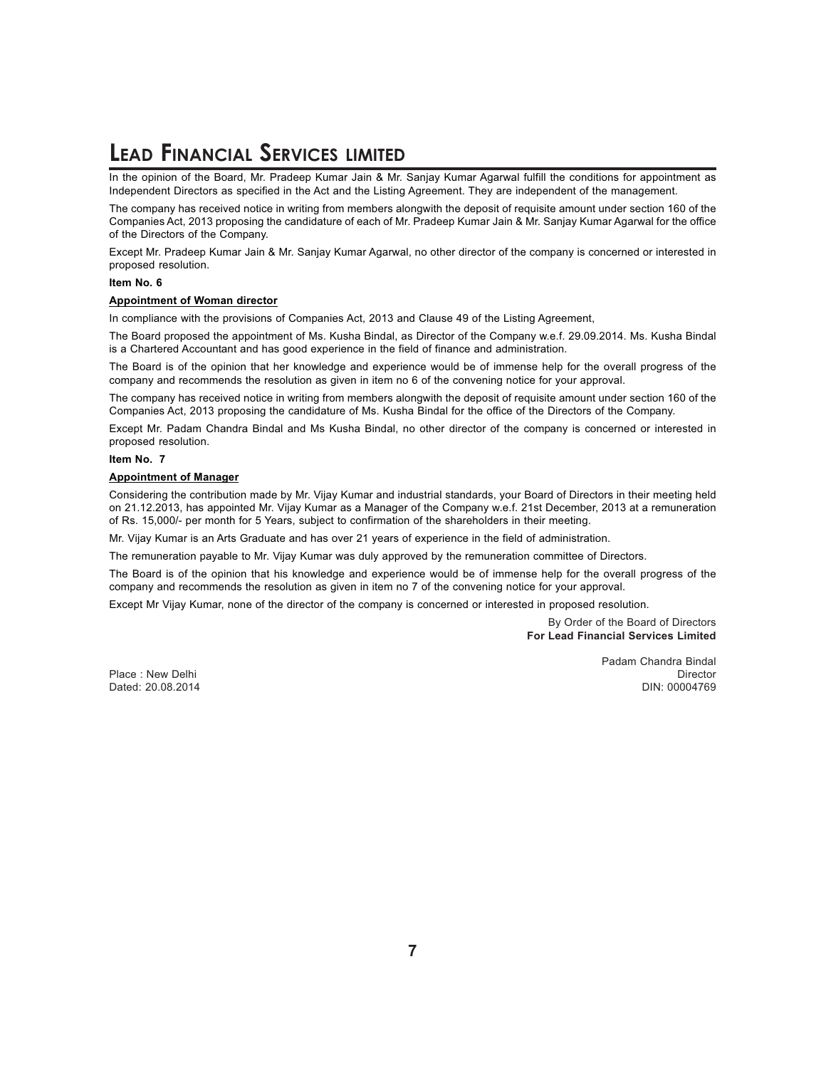In the opinion of the Board, Mr. Pradeep Kumar Jain & Mr. Sanjay Kumar Agarwal fulfill the conditions for appointment as Independent Directors as specified in the Act and the Listing Agreement. They are independent of the management.

The company has received notice in writing from members alongwith the deposit of requisite amount under section 160 of the Companies Act, 2013 proposing the candidature of each of Mr. Pradeep Kumar Jain & Mr. Sanjay Kumar Agarwal for the office of the Directors of the Company.

Except Mr. Pradeep Kumar Jain & Mr. Sanjay Kumar Agarwal, no other director of the company is concerned or interested in proposed resolution.

**Item No. 6**

**Appointment of Woman director**

In compliance with the provisions of Companies Act, 2013 and Clause 49 of the Listing Agreement,

The Board proposed the appointment of Ms. Kusha Bindal, as Director of the Company w.e.f. 29.09.2014. Ms. Kusha Bindal is a Chartered Accountant and has good experience in the field of finance and administration.

The Board is of the opinion that her knowledge and experience would be of immense help for the overall progress of the company and recommends the resolution as given in item no 6 of the convening notice for your approval.

The company has received notice in writing from members alongwith the deposit of requisite amount under section 160 of the Companies Act, 2013 proposing the candidature of Ms. Kusha Bindal for the office of the Directors of the Company.

Except Mr. Padam Chandra Bindal and Ms Kusha Bindal, no other director of the company is concerned or interested in proposed resolution.

**Item No. 7**

**Appointment of Manager**

Considering the contribution made by Mr. Vijay Kumar and industrial standards, your Board of Directors in their meeting held on 21.12.2013, has appointed Mr. Vijay Kumar as a Manager of the Company w.e.f. 21st December, 2013 at a remuneration of Rs. 15,000/- per month for 5 Years, subject to confirmation of the shareholders in their meeting.

Mr. Vijay Kumar is an Arts Graduate and has over 21 years of experience in the field of administration.

The remuneration payable to Mr. Vijay Kumar was duly approved by the remuneration committee of Directors.

The Board is of the opinion that his knowledge and experience would be of immense help for the overall progress of the company and recommends the resolution as given in item no 7 of the convening notice for your approval.

Except Mr Vijay Kumar, none of the director of the company is concerned or interested in proposed resolution.

By Order of the Board of Directors
**For Lead Financial Services Limited**

Padam Chandra Bindal
Director
DIN: 00004769

Place : New Delhi
Dated: 20.08.2014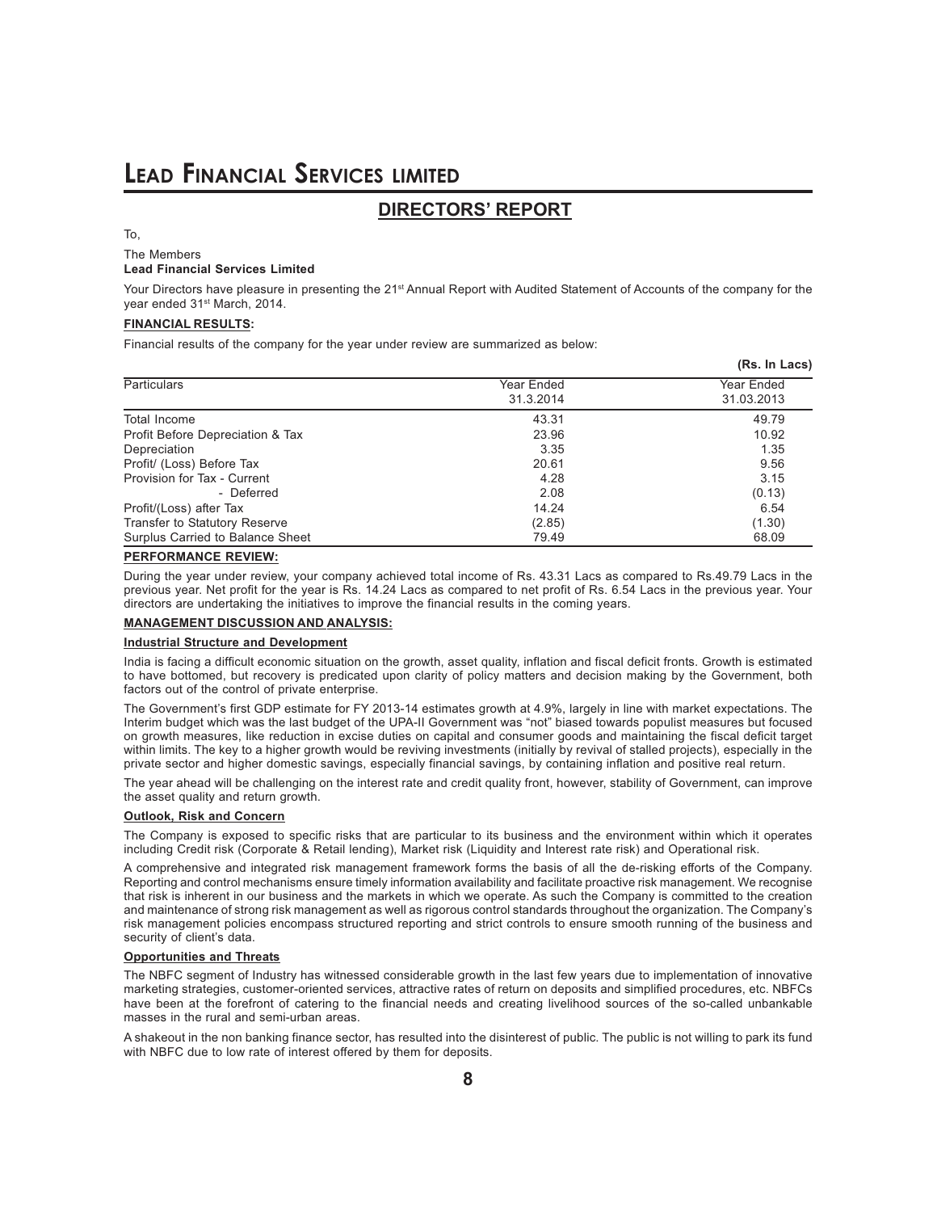# DIRECTORS' REPORT

To,

The Members
**Lead Financial Services Limited**

Your Directors have pleasure in presenting the 21st Annual Report with Audited Statement of Accounts of the company for the year ended 31st March, 2014.

## FINANCIAL RESULTS:

Financial results of the company for the year under review are summarized as below:

**(Rs. In Lacs)**

| Particulars | Year Ended 31.3.2014 | Year Ended 31.03.2013 |
|---|---|---|
| Total Income | 43.31 | 49.79 |
| Profit Before Depreciation & Tax | 23.96 | 10.92 |
| Depreciation | 3.35 | 1.35 |
| Profit/ (Loss) Before Tax | 20.61 | 9.56 |
| Provision for Tax - Current | 4.28 | 3.15 |
| - Deferred | 2.08 | (0.13) |
| Profit/(Loss) after Tax | 14.24 | 6.54 |
| Transfer to Statutory Reserve | (2.85) | (1.30) |
| Surplus Carried to Balance Sheet | 79.49 | 68.09 |

## PERFORMANCE REVIEW:

During the year under review, your company achieved total income of Rs. 43.31 Lacs as compared to Rs.49.79 Lacs in the previous year. Net profit for the year is Rs. 14.24 Lacs as compared to net profit of Rs. 6.54 Lacs in the previous year. Your directors are undertaking the initiatives to improve the financial results in the coming years.

## MANAGEMENT DISCUSSION AND ANALYSIS:

### Industrial Structure and Development

India is facing a difficult economic situation on the growth, asset quality, inflation and fiscal deficit fronts. Growth is estimated to have bottomed, but recovery is predicated upon clarity of policy matters and decision making by the Government, both factors out of the control of private enterprise.

The Government's first GDP estimate for FY 2013-14 estimates growth at 4.9%, largely in line with market expectations. The Interim budget which was the last budget of the UPA-II Government was "not" biased towards populist measures but focused on growth measures, like reduction in excise duties on capital and consumer goods and maintaining the fiscal deficit target within limits. The key to a higher growth would be reviving investments (initially by revival of stalled projects), especially in the private sector and higher domestic savings, especially financial savings, by containing inflation and positive real return.

The year ahead will be challenging on the interest rate and credit quality front, however, stability of Government, can improve the asset quality and return growth.

### Outlook, Risk and Concern

The Company is exposed to specific risks that are particular to its business and the environment within which it operates including Credit risk (Corporate & Retail lending), Market risk (Liquidity and Interest rate risk) and Operational risk.

A comprehensive and integrated risk management framework forms the basis of all the de-risking efforts of the Company. Reporting and control mechanisms ensure timely information availability and facilitate proactive risk management. We recognise that risk is inherent in our business and the markets in which we operate. As such the Company is committed to the creation and maintenance of strong risk management as well as rigorous control standards throughout the organization. The Company's risk management policies encompass structured reporting and strict controls to ensure smooth running of the business and security of client's data.

### Opportunities and Threats

The NBFC segment of Industry has witnessed considerable growth in the last few years due to implementation of innovative marketing strategies, customer-oriented services, attractive rates of return on deposits and simplified procedures, etc. NBFCs have been at the forefront of catering to the financial needs and creating livelihood sources of the so-called unbankable masses in the rural and semi-urban areas.

A shakeout in the non banking finance sector, has resulted into the disinterest of public. The public is not willing to park its fund with NBFC due to low rate of interest offered by them for deposits.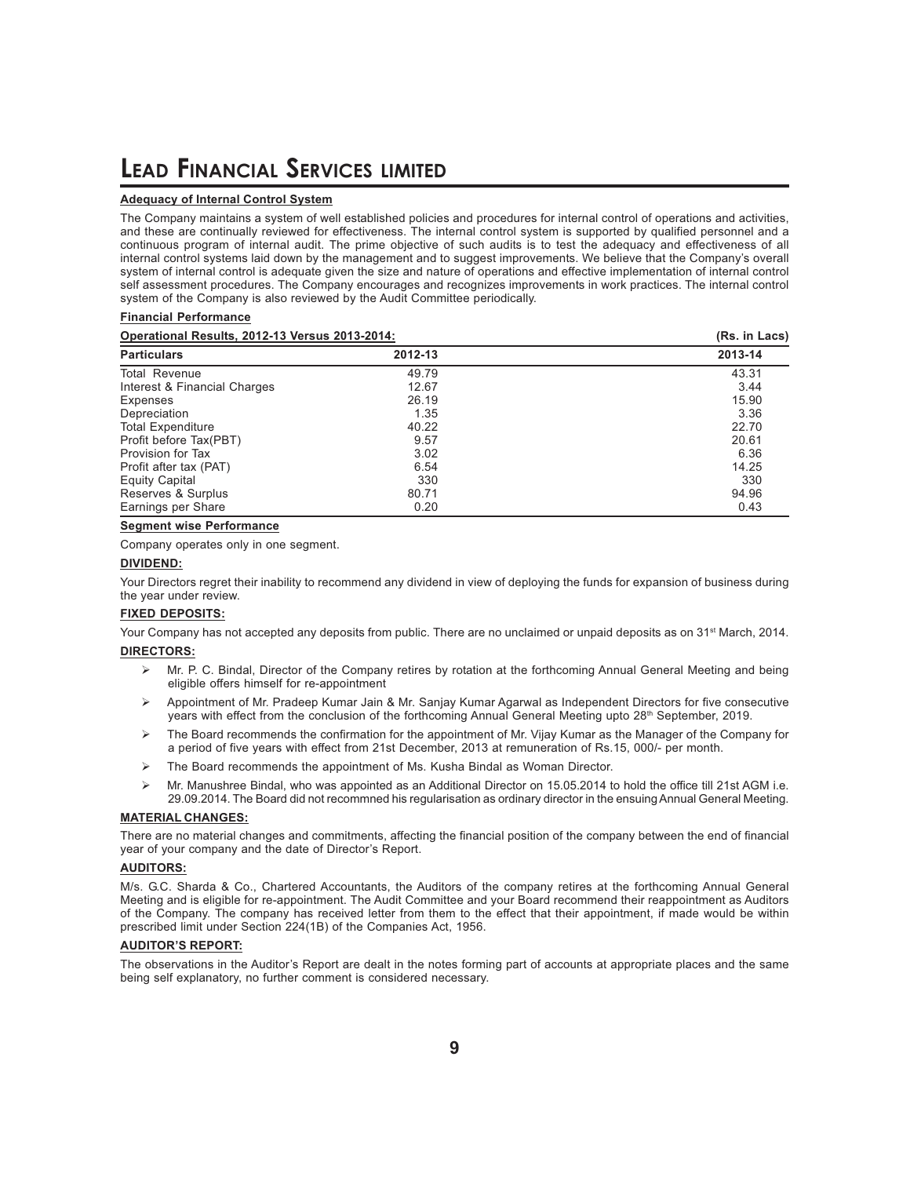#### Adequacy of Internal Control System

The Company maintains a system of well established policies and procedures for internal control of operations and activities, and these are continually reviewed for effectiveness. The internal control system is supported by qualified personnel and a continuous program of internal audit. The prime objective of such audits is to test the adequacy and effectiveness of all internal control systems laid down by the management and to suggest improvements. We believe that the Company's overall system of internal control is adequate given the size and nature of operations and effective implementation of internal control self assessment procedures. The Company encourages and recognizes improvements in work practices. The internal control system of the Company is also reviewed by the Audit Committee periodically.

#### Financial Performance

**Operational Results, 2012-13 Versus 2013-2014:** **(Rs. in Lacs)**

| Particulars | 2012-13 | 2013-14 |
|---|---|---|
| Total Revenue | 49.79 | 43.31 |
| Interest & Financial Charges | 12.67 | 3.44 |
| Expenses | 26.19 | 15.90 |
| Depreciation | 1.35 | 3.36 |
| Total Expenditure | 40.22 | 22.70 |
| Profit before Tax(PBT) | 9.57 | 20.61 |
| Provision for Tax | 3.02 | 6.36 |
| Profit after tax (PAT) | 6.54 | 14.25 |
| Equity Capital | 330 | 330 |
| Reserves & Surplus | 80.71 | 94.96 |
| Earnings per Share | 0.20 | 0.43 |

#### Segment wise Performance

Company operates only in one segment.

#### DIVIDEND:

Your Directors regret their inability to recommend any dividend in view of deploying the funds for expansion of business during the year under review.

#### FIXED DEPOSITS:

Your Company has not accepted any deposits from public. There are no unclaimed or unpaid deposits as on 31st March, 2014.

#### DIRECTORS:

- Mr. P. C. Bindal, Director of the Company retires by rotation at the forthcoming Annual General Meeting and being eligible offers himself for re-appointment
- Appointment of Mr. Pradeep Kumar Jain & Mr. Sanjay Kumar Agarwal as Independent Directors for five consecutive years with effect from the conclusion of the forthcoming Annual General Meeting upto 28th September, 2019.
- The Board recommends the confirmation for the appointment of Mr. Vijay Kumar as the Manager of the Company for a period of five years with effect from 21st December, 2013 at remuneration of Rs.15, 000/- per month.
- The Board recommends the appointment of Ms. Kusha Bindal as Woman Director.
- Mr. Manushree Bindal, who was appointed as an Additional Director on 15.05.2014 to hold the office till 21st AGM i.e. 29.09.2014. The Board did not recommned his regularisation as ordinary director in the ensuing Annual General Meeting.

#### MATERIAL CHANGES:

There are no material changes and commitments, affecting the financial position of the company between the end of financial year of your company and the date of Director's Report.

#### AUDITORS:

M/s. G.C. Sharda & Co., Chartered Accountants, the Auditors of the company retires at the forthcoming Annual General Meeting and is eligible for re-appointment. The Audit Committee and your Board recommend their reappointment as Auditors of the Company. The company has received letter from them to the effect that their appointment, if made would be within prescribed limit under Section 224(1B) of the Companies Act, 1956.

#### AUDITOR'S REPORT:

The observations in the Auditor's Report are dealt in the notes forming part of accounts at appropriate places and the same being self explanatory, no further comment is considered necessary.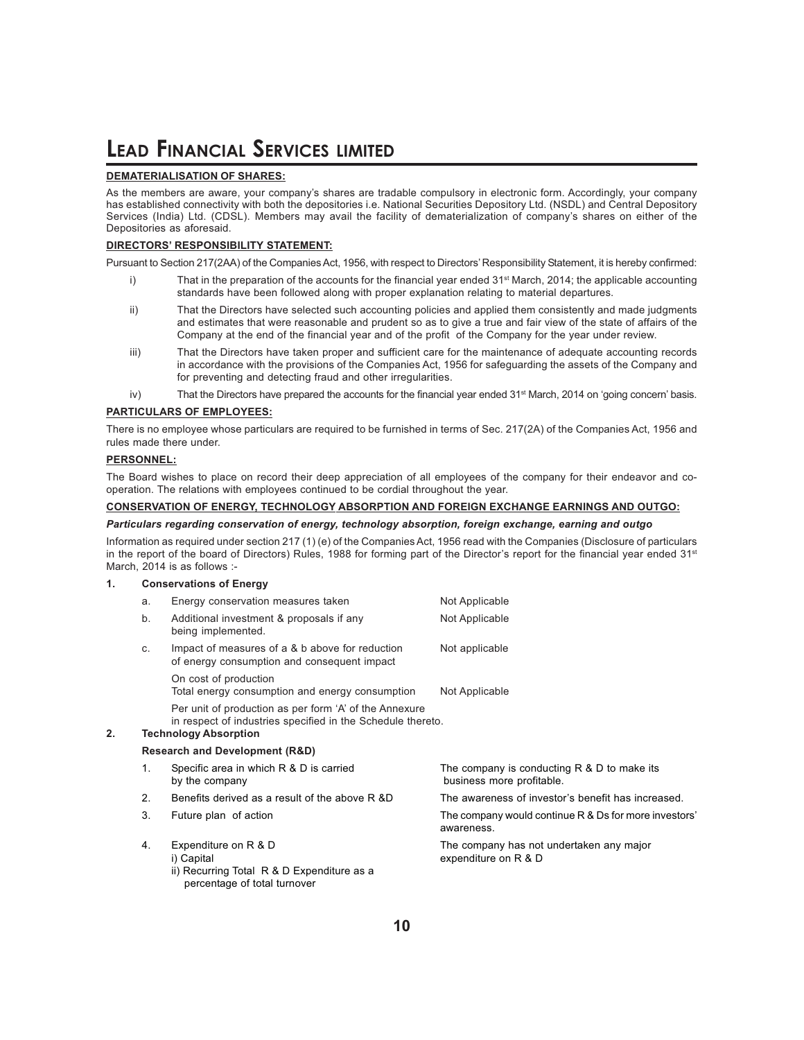#### DEMATERIALISATION OF SHARES:

As the members are aware, your company's shares are tradable compulsory in electronic form. Accordingly, your company has established connectivity with both the depositories i.e. National Securities Depository Ltd. (NSDL) and Central Depository Services (India) Ltd. (CDSL). Members may avail the facility of dematerialization of company's shares on either of the Depositories as aforesaid.

#### DIRECTORS' RESPONSIBILITY STATEMENT:

Pursuant to Section 217(2AA) of the Companies Act, 1956, with respect to Directors' Responsibility Statement, it is hereby confirmed:

i) That in the preparation of the accounts for the financial year ended 31st March, 2014; the applicable accounting standards have been followed along with proper explanation relating to material departures.

ii) That the Directors have selected such accounting policies and applied them consistently and made judgments and estimates that were reasonable and prudent so as to give a true and fair view of the state of affairs of the Company at the end of the financial year and of the profit of the Company for the year under review.

iii) That the Directors have taken proper and sufficient care for the maintenance of adequate accounting records in accordance with the provisions of the Companies Act, 1956 for safeguarding the assets of the Company and for preventing and detecting fraud and other irregularities.

iv) That the Directors have prepared the accounts for the financial year ended 31st March, 2014 on 'going concern' basis.

#### PARTICULARS OF EMPLOYEES:

There is no employee whose particulars are required to be furnished in terms of Sec. 217(2A) of the Companies Act, 1956 and rules made there under.

#### PERSONNEL:

The Board wishes to place on record their deep appreciation of all employees of the company for their endeavor and co-operation. The relations with employees continued to be cordial throughout the year.

#### CONSERVATION OF ENERGY, TECHNOLOGY ABSORPTION AND FOREIGN EXCHANGE EARNINGS AND OUTGO:

***Particulars regarding conservation of energy, technology absorption, foreign exchange, earning and outgo***

Information as required under section 217 (1) (e) of the Companies Act, 1956 read with the Companies (Disclosure of particulars in the report of the board of Directors) Rules, 1988 for forming part of the Director's report for the financial year ended 31st March, 2014 is as follows :-

**1. Conservations of Energy**

| | | |
|---|---|---|
| a. | Energy conservation measures taken | Not Applicable |
| b. | Additional investment & proposals if any being implemented. | Not Applicable |
| c. | Impact of measures of a & b above for reduction of energy consumption and consequent impact | Not applicable |
| | On cost of production Total energy consumption and energy consumption | Not Applicable |
| | Per unit of production as per form 'A' of the Annexure in respect of industries specified in the Schedule thereto. | |

**2. Technology Absorption**

**Research and Development (R&D)**

| | | |
|---|---|---|
| 1. | Specific area in which R & D is carried by the company | The company is conducting R & D to make its business more profitable. |
| 2. | Benefits derived as a result of the above R &D | The awareness of investor's benefit has increased. |
| 3. | Future plan of action | The company would continue R & Ds for more investors' awareness. |
| 4. | Expenditure on R & D<br>i) Capital<br>ii) Recurring Total R & D Expenditure as a percentage of total turnover | The company has not undertaken any major expenditure on R & D |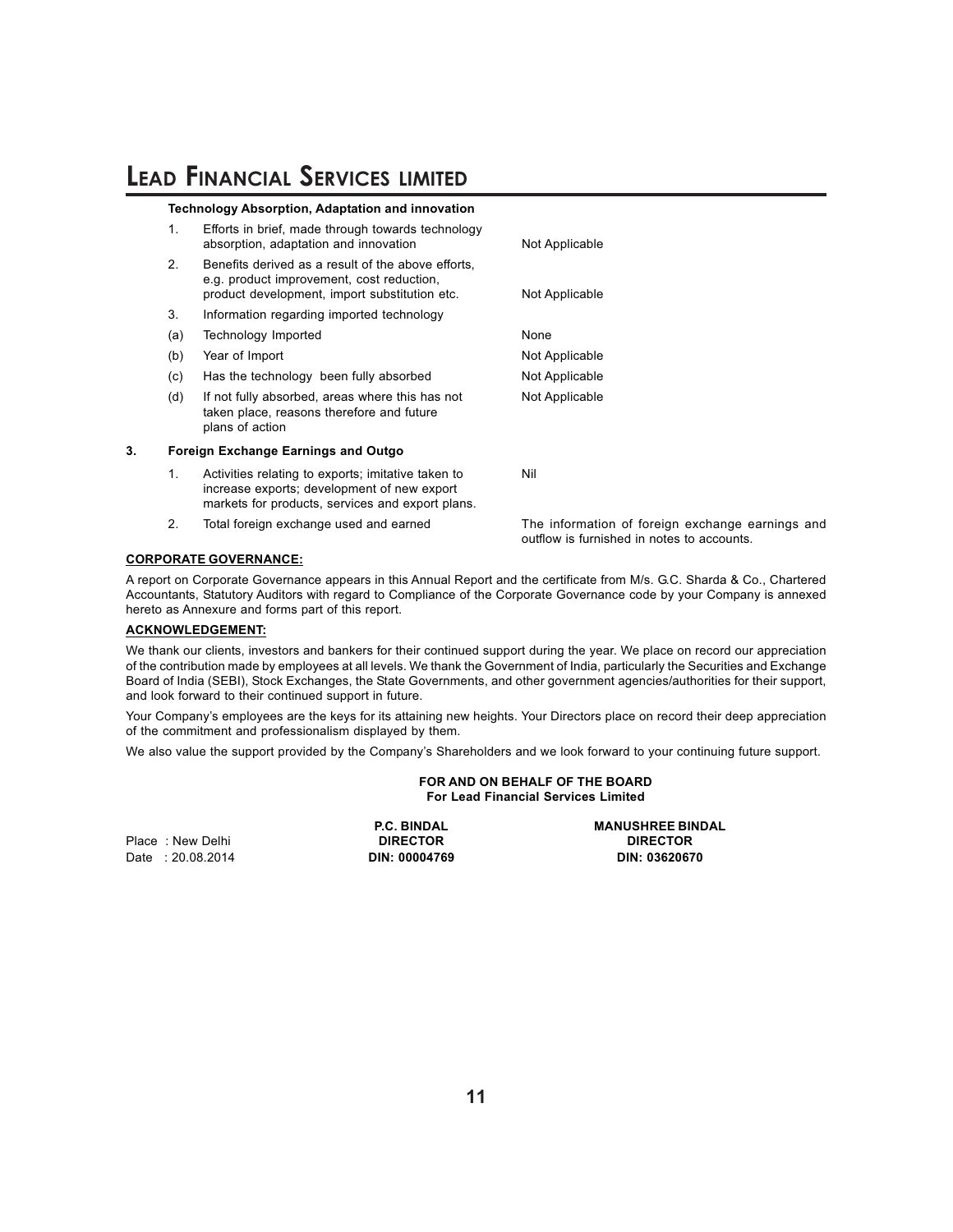**Technology Absorption, Adaptation and innovation**

| | | |
|---|---|---|
| 1. | Efforts in brief, made through towards technology absorption, adaptation and innovation | Not Applicable |
| 2. | Benefits derived as a result of the above efforts, e.g. product improvement, cost reduction, product development, import substitution etc. | Not Applicable |
| 3. | Information regarding imported technology | |
| (a) | Technology Imported | None |
| (b) | Year of Import | Not Applicable |
| (c) | Has the technology been fully absorbed | Not Applicable |
| (d) | If not fully absorbed, areas where this has not taken place, reasons therefore and future plans of action | Not Applicable |

**3. Foreign Exchange Earnings and Outgo**

| | | |
|---|---|---|
| 1. | Activities relating to exports; imitative taken to increase exports; development of new export markets for products, services and export plans. | Nil |
| 2. | Total foreign exchange used and earned | The information of foreign exchange earnings and outflow is furnished in notes to accounts. |

**CORPORATE GOVERNANCE:**

A report on Corporate Governance appears in this Annual Report and the certificate from M/s. G.C. Sharda & Co., Chartered Accountants, Statutory Auditors with regard to Compliance of the Corporate Governance code by your Company is annexed hereto as Annexure and forms part of this report.

**ACKNOWLEDGEMENT:**

We thank our clients, investors and bankers for their continued support during the year. We place on record our appreciation of the contribution made by employees at all levels. We thank the Government of India, particularly the Securities and Exchange Board of India (SEBI), Stock Exchanges, the State Governments, and other government agencies/authorities for their support, and look forward to their continued support in future.

Your Company's employees are the keys for its attaining new heights. Your Directors place on record their deep appreciation of the commitment and professionalism displayed by them.

We also value the support provided by the Company's Shareholders and we look forward to your continuing future support.

**FOR AND ON BEHALF OF THE BOARD**
**For Lead Financial Services Limited**

| | | |
|---|---|---|
| | **P.C. BINDAL** | **MANUSHREE BINDAL** |
| Place : New Delhi | **DIRECTOR** | **DIRECTOR** |
| Date : 20.08.2014 | **DIN: 00004769** | **DIN: 03620670** |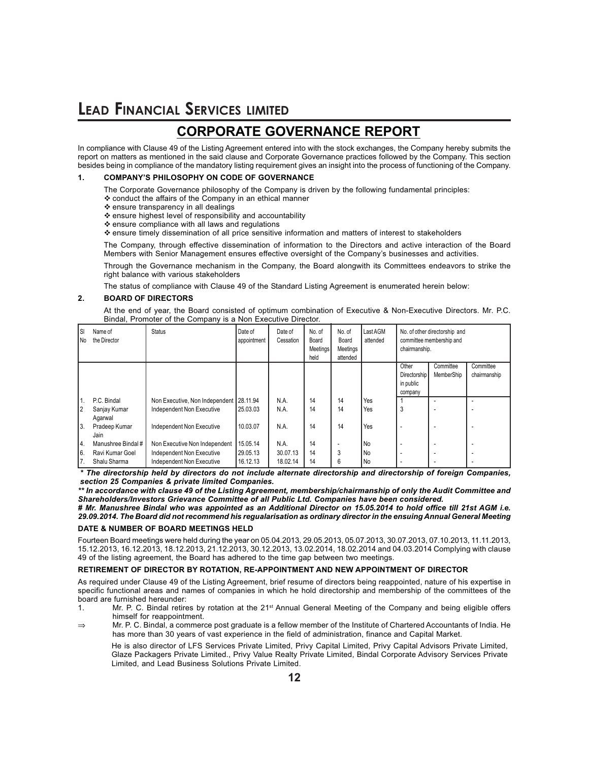# LEAD FINANCIAL SERVICES LIMITED

## CORPORATE GOVERNANCE REPORT

In compliance with Clause 49 of the Listing Agreement entered into with the stock exchanges, the Company hereby submits the report on matters as mentioned in the said clause and Corporate Governance practices followed by the Company. This section besides being in compliance of the mandatory listing requirement gives an insight into the process of functioning of the Company.

### 1. COMPANY'S PHILOSOPHY ON CODE OF GOVERNANCE

The Corporate Governance philosophy of the Company is driven by the following fundamental principles:

- ❖ conduct the affairs of the Company in an ethical manner
- ❖ ensure transparency in all dealings
- ❖ ensure highest level of responsibility and accountability
- ❖ ensure compliance with all laws and regulations
- ❖ ensure timely dissemination of all price sensitive information and matters of interest to stakeholders

The Company, through effective dissemination of information to the Directors and active interaction of the Board Members with Senior Management ensures effective oversight of the Company's businesses and activities.

Through the Governance mechanism in the Company, the Board alongwith its Committees endeavors to strike the right balance with various stakeholders

The status of compliance with Clause 49 of the Standard Listing Agreement is enumerated herein below:

### 2. BOARD OF DIRECTORS

At the end of year, the Board consisted of optimum combination of Executive & Non-Executive Directors. Mr. P.C. Bindal, Promoter of the Company is a Non Executive Director.

| Sl No | Name of the Director | Status | Date of appointment | Date of Cessation | No. of Board Meetings held | No. of Board Meetings attended | Last AGM attended | No. of other directorship and committee membership and chairmanship. | | |
|---|---|---|---|---|---|---|---|---|---|---|
| | | | | | | | | Other Directorship in public company | Committee MemberShip | Committee chairmanship |
| 1. | P.C. Bindal | Non Executive, Non Independent | 28.11.94 | N.A. | 14 | 14 | Yes | 1 | - | - |
| 2 | Sanjay Kumar Agarwal | Independent Non Executive | 25.03.03 | N.A. | 14 | 14 | Yes | 3 | - | - |
| 3. | Pradeep Kumar Jain | Independent Non Executive | 10.03.07 | N.A. | 14 | 14 | Yes | - | - | - |
| 4. | Manushree Bindal # | Non Executive Non Independent | 15.05.14 | N.A. | 14 | - | No | - | - | - |
| 6. | Ravi Kumar Goel | Independent Non Executive | 29.05.13 | 30.07.13 | 14 | 3 | No | - | - | - |
| 7. | Shalu Sharma | Independent Non Executive | 16.12.13 | 18.02.14 | 14 | 6 | No | - | - | - |

***\* The directorship held by directors do not include alternate directorship and directorship of foreign Companies, section 25 Companies & private limited Companies.***

***\*\* In accordance with clause 49 of the Listing Agreement, membership/chairmanship of only the Audit Committee and Shareholders/Investors Grievance Committee of all Public Ltd. Companies have been considered.***

***# Mr. Manushree Bindal who was appointed as an Additional Director on 15.05.2014 to hold office till 21st AGM i.e. 29.09.2014. The Board did not recommend his regualarisation as ordinary director in the ensuing Annual General Meeting***

#### DATE & NUMBER OF BOARD MEETINGS HELD

Fourteen Board meetings were held during the year on 05.04.2013, 29.05.2013, 05.07.2013, 30.07.2013, 07.10.2013, 11.11.2013, 15.12.2013, 16.12.2013, 18.12.2013, 21.12.2013, 30.12.2013, 13.02.2014, 18.02.2014 and 04.03.2014 Complying with clause 49 of the listing agreement, the Board has adhered to the time gap between two meetings.

#### RETIREMENT OF DIRECTOR BY ROTATION, RE-APPOINTMENT AND NEW APPOINTMENT OF DIRECTOR

As required under Clause 49 of the Listing Agreement, brief resume of directors being reappointed, nature of his expertise in specific functional areas and names of companies in which he hold directorship and membership of the committees of the board are furnished hereunder:

1. Mr. P. C. Bindal retires by rotation at the 21st Annual General Meeting of the Company and being eligible offers himself for reappointment.

⇒ Mr. P. C. Bindal, a commerce post graduate is a fellow member of the Institute of Chartered Accountants of India. He has more than 30 years of vast experience in the field of administration, finance and Capital Market.

He is also director of LFS Services Private Limited, Privy Capital Limited, Privy Capital Advisors Private Limited, Glaze Packagers Private Limited., Privy Value Realty Private Limited, Bindal Corporate Advisory Services Private Limited, and Lead Business Solutions Private Limited.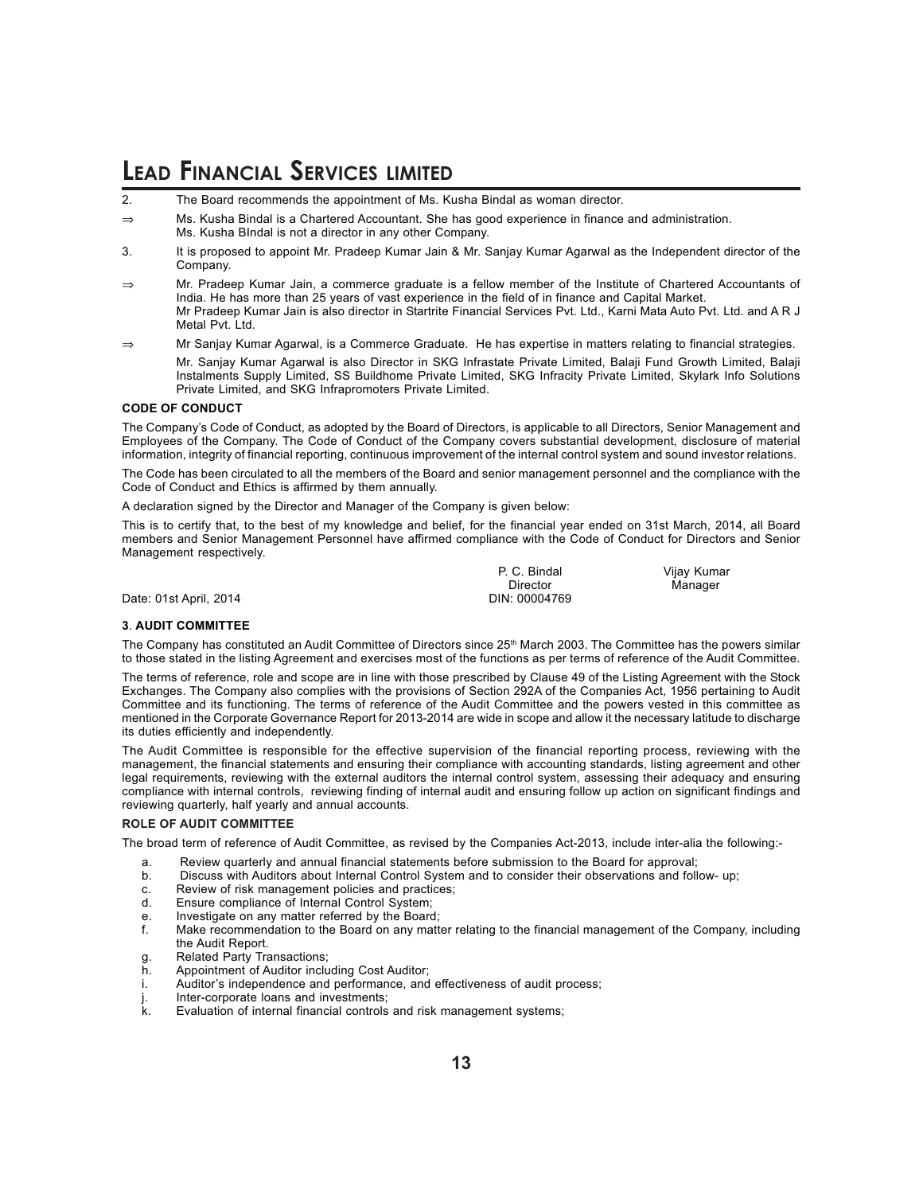2. The Board recommends the appointment of Ms. Kusha Bindal as woman director.

⇒ Ms. Kusha Bindal is a Chartered Accountant. She has good experience in finance and administration. Ms. Kusha BIndal is not a director in any other Company.

3. It is proposed to appoint Mr. Pradeep Kumar Jain & Mr. Sanjay Kumar Agarwal as the Independent director of the Company.

⇒ Mr. Pradeep Kumar Jain, a commerce graduate is a fellow member of the Institute of Chartered Accountants of India. He has more than 25 years of vast experience in the field of in finance and Capital Market. Mr Pradeep Kumar Jain is also director in Startrite Financial Services Pvt. Ltd., Karni Mata Auto Pvt. Ltd. and A R J Metal Pvt. Ltd.

⇒ Mr Sanjay Kumar Agarwal, is a Commerce Graduate. He has expertise in matters relating to financial strategies. Mr. Sanjay Kumar Agarwal is also Director in SKG Infrastate Private Limited, Balaji Fund Growth Limited, Balaji Instalments Supply Limited, SS Buildhome Private Limited, SKG Infracity Private Limited, Skylark Info Solutions Private Limited, and SKG Infrapromoters Private Limited.

**CODE OF CONDUCT**

The Company's Code of Conduct, as adopted by the Board of Directors, is applicable to all Directors, Senior Management and Employees of the Company. The Code of Conduct of the Company covers substantial development, disclosure of material information, integrity of financial reporting, continuous improvement of the internal control system and sound investor relations.

The Code has been circulated to all the members of the Board and senior management personnel and the compliance with the Code of Conduct and Ethics is affirmed by them annually.

A declaration signed by the Director and Manager of the Company is given below:

This is to certify that, to the best of my knowledge and belief, for the financial year ended on 31st March, 2014, all Board members and Senior Management Personnel have affirmed compliance with the Code of Conduct for Directors and Senior Management respectively.

P. C. Bindal
Director
DIN: 00004769

Vijay Kumar
Manager

Date: 01st April, 2014

**3. AUDIT COMMITTEE**

The Company has constituted an Audit Committee of Directors since 25th March 2003. The Committee has the powers similar to those stated in the listing Agreement and exercises most of the functions as per terms of reference of the Audit Committee.

The terms of reference, role and scope are in line with those prescribed by Clause 49 of the Listing Agreement with the Stock Exchanges. The Company also complies with the provisions of Section 292A of the Companies Act, 1956 pertaining to Audit Committee and its functioning. The terms of reference of the Audit Committee and the powers vested in this committee as mentioned in the Corporate Governance Report for 2013-2014 are wide in scope and allow it the necessary latitude to discharge its duties efficiently and independently.

The Audit Committee is responsible for the effective supervision of the financial reporting process, reviewing with the management, the financial statements and ensuring their compliance with accounting standards, listing agreement and other legal requirements, reviewing with the external auditors the internal control system, assessing their adequacy and ensuring compliance with internal controls, reviewing finding of internal audit and ensuring follow up action on significant findings and reviewing quarterly, half yearly and annual accounts.

**ROLE OF AUDIT COMMITTEE**

The broad term of reference of Audit Committee, as revised by the Companies Act-2013, include inter-alia the following:-

a. Review quarterly and annual financial statements before submission to the Board for approval;
b. Discuss with Auditors about Internal Control System and to consider their observations and follow- up;
c. Review of risk management policies and practices;
d. Ensure compliance of Internal Control System;
e. Investigate on any matter referred by the Board;
f. Make recommendation to the Board on any matter relating to the financial management of the Company, including the Audit Report.
g. Related Party Transactions;
h. Appointment of Auditor including Cost Auditor;
i. Auditor's independence and performance, and effectiveness of audit process;
j. Inter-corporate loans and investments;
k. Evaluation of internal financial controls and risk management systems;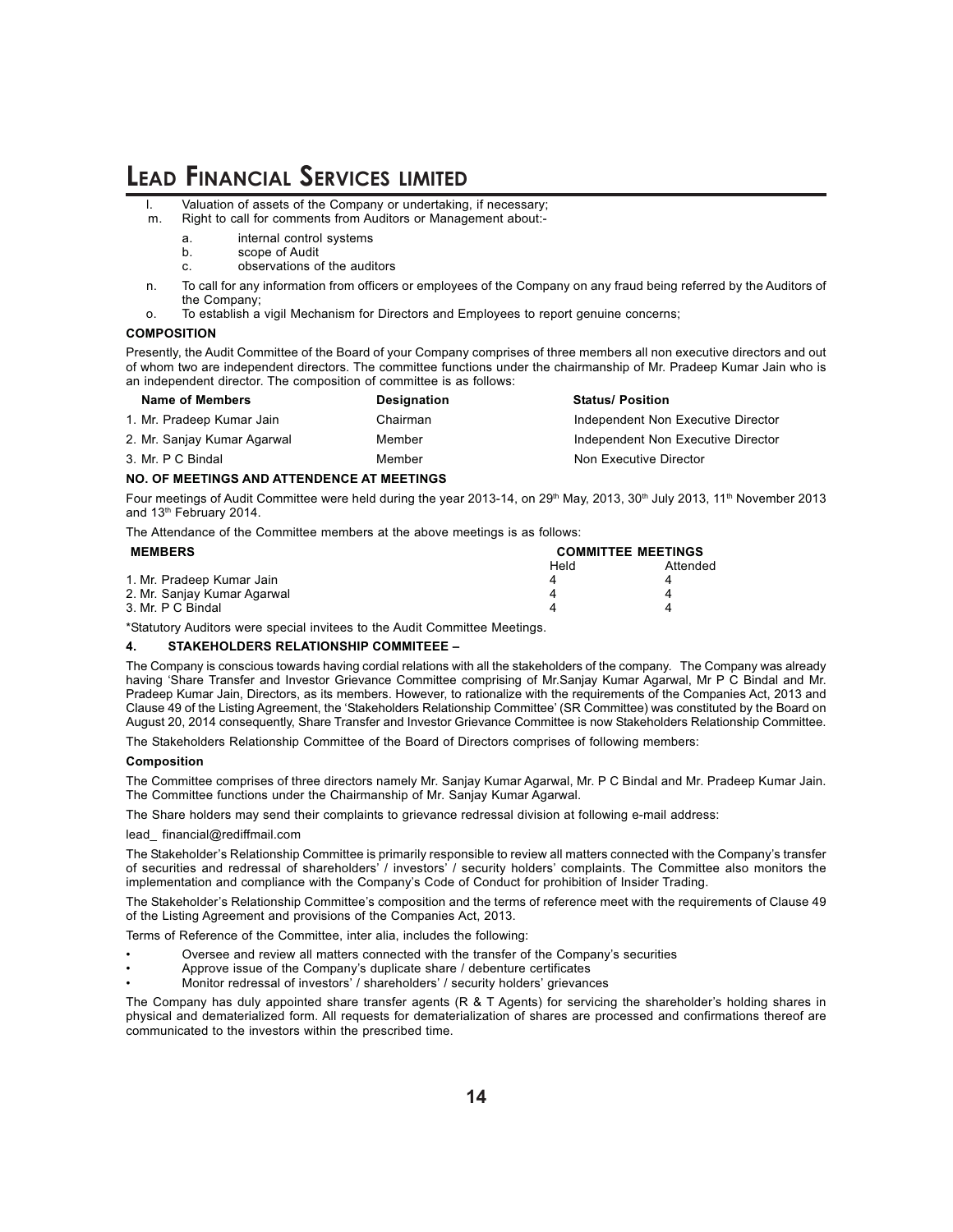l. Valuation of assets of the Company or undertaking, if necessary;

m. Right to call for comments from Auditors or Management about:-

   a. internal control systems
   b. scope of Audit
   c. observations of the auditors

n. To call for any information from officers or employees of the Company on any fraud being referred by the Auditors of the Company;

o. To establish a vigil Mechanism for Directors and Employees to report genuine concerns;

**COMPOSITION**

Presently, the Audit Committee of the Board of your Company comprises of three members all non executive directors and out of whom two are independent directors. The committee functions under the chairmanship of Mr. Pradeep Kumar Jain who is an independent director. The composition of committee is as follows:

| Name of Members | Designation | Status/ Position |
|---|---|---|
| 1. Mr. Pradeep Kumar Jain | Chairman | Independent Non Executive Director |
| 2. Mr. Sanjay Kumar Agarwal | Member | Independent Non Executive Director |
| 3. Mr. P C Bindal | Member | Non Executive Director |

**NO. OF MEETINGS AND ATTENDENCE AT MEETINGS**

Four meetings of Audit Committee were held during the year 2013-14, on 29th May, 2013, 30th July 2013, 11th November 2013 and 13th February 2014.

The Attendance of the Committee members at the above meetings is as follows:

| MEMBERS | COMMITTEE MEETINGS | |
|---|---|---|
| | Held | Attended |
| 1. Mr. Pradeep Kumar Jain | 4 | 4 |
| 2. Mr. Sanjay Kumar Agarwal | 4 | 4 |
| 3. Mr. P C Bindal | 4 | 4 |

*Statutory Auditors were special invitees to the Audit Committee Meetings.

**4. STAKEHOLDERS RELATIONSHIP COMMITEEE –**

The Company is conscious towards having cordial relations with all the stakeholders of the company. The Company was already having 'Share Transfer and Investor Grievance Committee comprising of Mr.Sanjay Kumar Agarwal, Mr P C Bindal and Mr. Pradeep Kumar Jain, Directors, as its members. However, to rationalize with the requirements of the Companies Act, 2013 and Clause 49 of the Listing Agreement, the 'Stakeholders Relationship Committee' (SR Committee) was constituted by the Board on August 20, 2014 consequently, Share Transfer and Investor Grievance Committee is now Stakeholders Relationship Committee.

The Stakeholders Relationship Committee of the Board of Directors comprises of following members:

**Composition**

The Committee comprises of three directors namely Mr. Sanjay Kumar Agarwal, Mr. P C Bindal and Mr. Pradeep Kumar Jain. The Committee functions under the Chairmanship of Mr. Sanjay Kumar Agarwal.

The Share holders may send their complaints to grievance redressal division at following e-mail address:

lead_ financial@rediffmail.com

The Stakeholder's Relationship Committee is primarily responsible to review all matters connected with the Company's transfer of securities and redressal of shareholders' / investors' / security holders' complaints. The Committee also monitors the implementation and compliance with the Company's Code of Conduct for prohibition of Insider Trading.

The Stakeholder's Relationship Committee's composition and the terms of reference meet with the requirements of Clause 49 of the Listing Agreement and provisions of the Companies Act, 2013.

Terms of Reference of the Committee, inter alia, includes the following:

- Oversee and review all matters connected with the transfer of the Company's securities
- Approve issue of the Company's duplicate share / debenture certificates
- Monitor redressal of investors' / shareholders' / security holders' grievances

The Company has duly appointed share transfer agents (R & T Agents) for servicing the shareholder's holding shares in physical and dematerialized form. All requests for dematerialization of shares are processed and confirmations thereof are communicated to the investors within the prescribed time.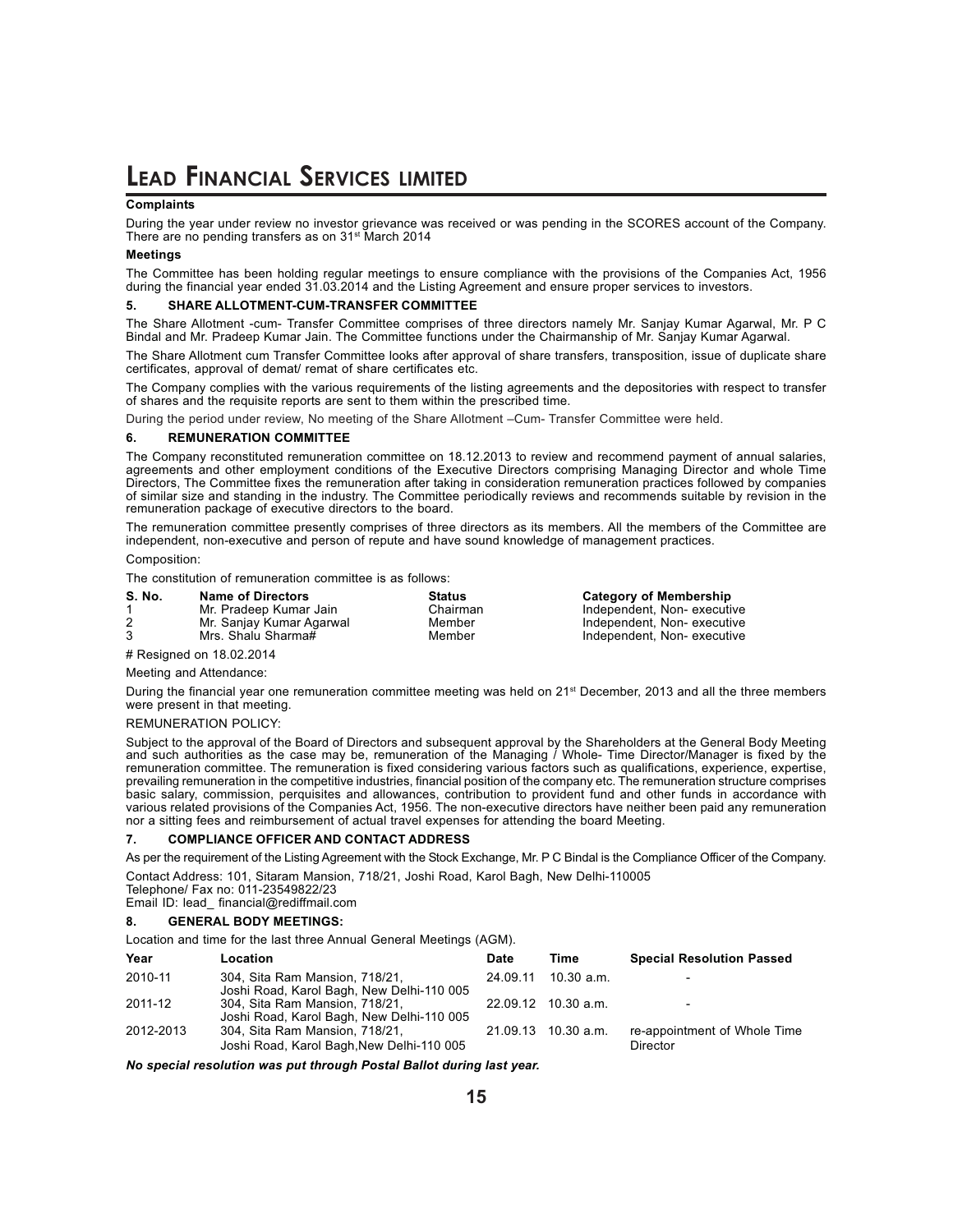**Complaints**

During the year under review no investor grievance was received or was pending in the SCORES account of the Company. There are no pending transfers as on 31st March 2014

**Meetings**

The Committee has been holding regular meetings to ensure compliance with the provisions of the Companies Act, 1956 during the financial year ended 31.03.2014 and the Listing Agreement and ensure proper services to investors.

## 5. SHARE ALLOTMENT-CUM-TRANSFER COMMITTEE

The Share Allotment -cum- Transfer Committee comprises of three directors namely Mr. Sanjay Kumar Agarwal, Mr. P C Bindal and Mr. Pradeep Kumar Jain. The Committee functions under the Chairmanship of Mr. Sanjay Kumar Agarwal.

The Share Allotment cum Transfer Committee looks after approval of share transfers, transposition, issue of duplicate share certificates, approval of demat/ remat of share certificates etc.

The Company complies with the various requirements of the listing agreements and the depositories with respect to transfer of shares and the requisite reports are sent to them within the prescribed time.

During the period under review, No meeting of the Share Allotment –Cum- Transfer Committee were held.

## 6. REMUNERATION COMMITTEE

The Company reconstituted remuneration committee on 18.12.2013 to review and recommend payment of annual salaries, agreements and other employment conditions of the Executive Directors comprising Managing Director and whole Time Directors, The Committee fixes the remuneration after taking in consideration remuneration practices followed by companies of similar size and standing in the industry. The Committee periodically reviews and recommends suitable by revision in the remuneration package of executive directors to the board.

The remuneration committee presently comprises of three directors as its members. All the members of the Committee are independent, non-executive and person of repute and have sound knowledge of management practices.

Composition:

The constitution of remuneration committee is as follows:

| S. No. | Name of Directors | Status | Category of Membership |
|---|---|---|---|
| 1 | Mr. Pradeep Kumar Jain | Chairman | Independent, Non- executive |
| 2 | Mr. Sanjay Kumar Agarwal | Member | Independent, Non- executive |
| 3 | Mrs. Shalu Sharma# | Member | Independent, Non- executive |

# Resigned on 18.02.2014

Meeting and Attendance:

During the financial year one remuneration committee meeting was held on 21st December, 2013 and all the three members were present in that meeting.

REMUNERATION POLICY:

Subject to the approval of the Board of Directors and subsequent approval by the Shareholders at the General Body Meeting and such authorities as the case may be, remuneration of the Managing / Whole- Time Director/Manager is fixed by the remuneration committee. The remuneration is fixed considering various factors such as qualifications, experience, expertise, prevailing remuneration in the competitive industries, financial position of the company etc. The remuneration structure comprises basic salary, commission, perquisites and allowances, contribution to provident fund and other funds in accordance with various related provisions of the Companies Act, 1956. The non-executive directors have neither been paid any remuneration nor a sitting fees and reimbursement of actual travel expenses for attending the board Meeting.

## 7. COMPLIANCE OFFICER AND CONTACT ADDRESS

As per the requirement of the Listing Agreement with the Stock Exchange, Mr. P C Bindal is the Compliance Officer of the Company.

Contact Address: 101, Sitaram Mansion, 718/21, Joshi Road, Karol Bagh, New Delhi-110005
Telephone/ Fax no: 011-23549822/23
Email ID: lead_ financial@rediffmail.com

## 8. GENERAL BODY MEETINGS:

Location and time for the last three Annual General Meetings (AGM).

| Year | Location | Date | Time | Special Resolution Passed |
|---|---|---|---|---|
| 2010-11 | 304, Sita Ram Mansion, 718/21, Joshi Road, Karol Bagh, New Delhi-110 005 | 24.09.11 | 10.30 a.m. | - |
| 2011-12 | 304, Sita Ram Mansion, 718/21, Joshi Road, Karol Bagh, New Delhi-110 005 | 22.09.12 | 10.30 a.m. | - |
| 2012-2013 | 304, Sita Ram Mansion, 718/21, Joshi Road, Karol Bagh,New Delhi-110 005 | 21.09.13 | 10.30 a.m. | re-appointment of Whole Time Director |

***No special resolution was put through Postal Ballot during last year.***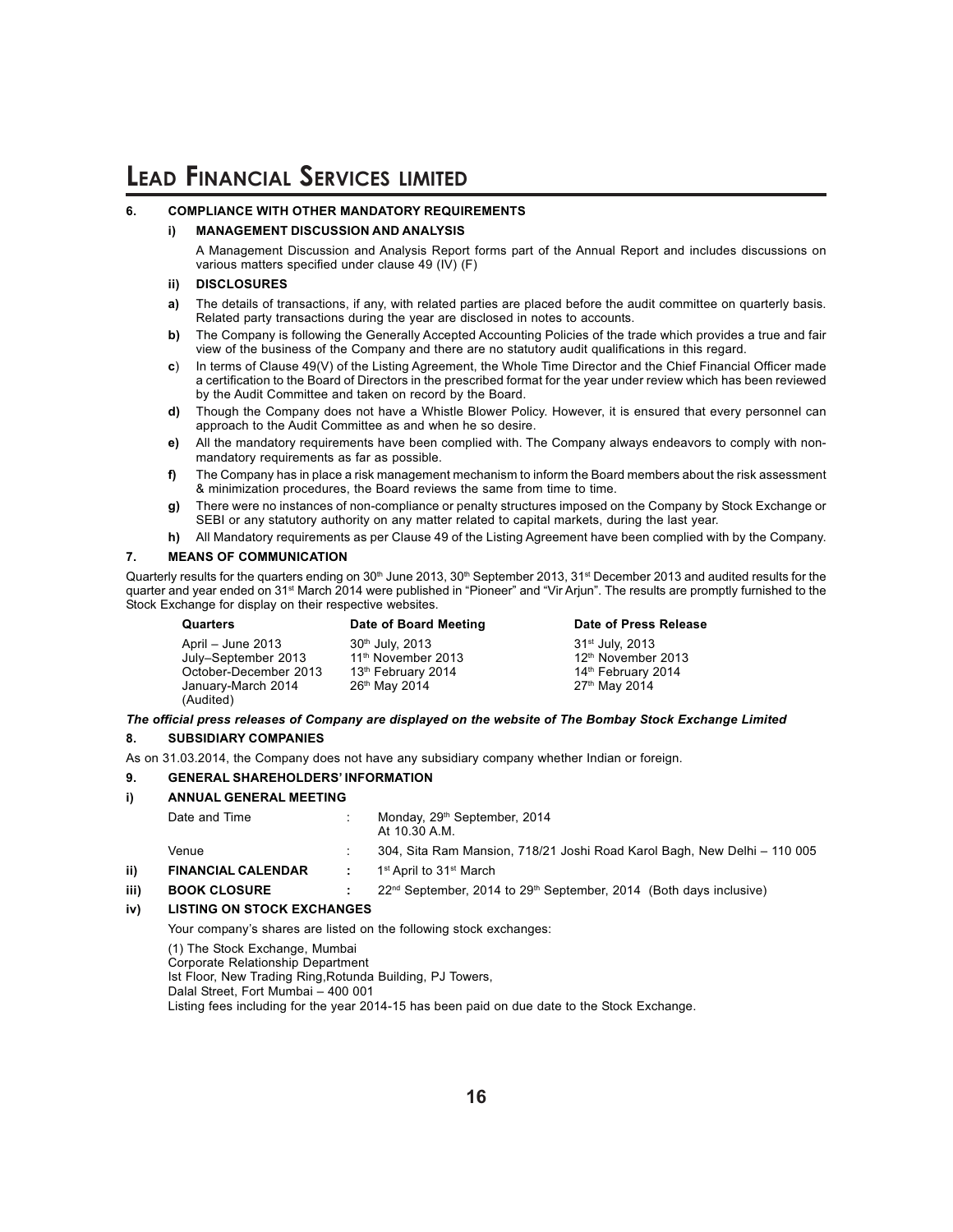### 6. COMPLIANCE WITH OTHER MANDATORY REQUIREMENTS

#### i) MANAGEMENT DISCUSSION AND ANALYSIS

A Management Discussion and Analysis Report forms part of the Annual Report and includes discussions on various matters specified under clause 49 (IV) (F)

#### ii) DISCLOSURES

**a)** The details of transactions, if any, with related parties are placed before the audit committee on quarterly basis. Related party transactions during the year are disclosed in notes to accounts.

**b)** The Company is following the Generally Accepted Accounting Policies of the trade which provides a true and fair view of the business of the Company and there are no statutory audit qualifications in this regard.

**c**) In terms of Clause 49(V) of the Listing Agreement, the Whole Time Director and the Chief Financial Officer made a certification to the Board of Directors in the prescribed format for the year under review which has been reviewed by the Audit Committee and taken on record by the Board.

**d)** Though the Company does not have a Whistle Blower Policy. However, it is ensured that every personnel can approach to the Audit Committee as and when he so desire.

**e)** All the mandatory requirements have been complied with. The Company always endeavors to comply with non-mandatory requirements as far as possible.

**f)** The Company has in place a risk management mechanism to inform the Board members about the risk assessment & minimization procedures, the Board reviews the same from time to time.

**g)** There were no instances of non-compliance or penalty structures imposed on the Company by Stock Exchange or SEBI or any statutory authority on any matter related to capital markets, during the last year.

**h)** All Mandatory requirements as per Clause 49 of the Listing Agreement have been complied with by the Company.

### 7. MEANS OF COMMUNICATION

Quarterly results for the quarters ending on 30th June 2013, 30th September 2013, 31st December 2013 and audited results for the quarter and year ended on 31st March 2014 were published in "Pioneer" and "Vir Arjun". The results are promptly furnished to the Stock Exchange for display on their respective websites.

| Quarters | Date of Board Meeting | Date of Press Release |
|---|---|---|
| April – June 2013 | 30th July, 2013 | 31st July, 2013 |
| July–September 2013 | 11th November 2013 | 12th November 2013 |
| October-December 2013 | 13th February 2014 | 14th February 2014 |
| January-March 2014 (Audited) | 26th May 2014 | 27th May 2014 |

***The official press releases of Company are displayed on the website of The Bombay Stock Exchange Limited***

### 8. SUBSIDIARY COMPANIES

As on 31.03.2014, the Company does not have any subsidiary company whether Indian or foreign.

### 9. GENERAL SHAREHOLDERS' INFORMATION

#### i) ANNUAL GENERAL MEETING

Date and Time : Monday, 29th September, 2014 At 10.30 A.M.

Venue : 304, Sita Ram Mansion, 718/21 Joshi Road Karol Bagh, New Delhi – 110 005

#### ii) FINANCIAL CALENDAR : 1st April to 31st March

#### iii) BOOK CLOSURE : 22nd September, 2014 to 29th September, 2014 (Both days inclusive)

#### iv) LISTING ON STOCK EXCHANGES

Your company's shares are listed on the following stock exchanges:

(1) The Stock Exchange, Mumbai
Corporate Relationship Department
Ist Floor, New Trading Ring,Rotunda Building, PJ Towers,
Dalal Street, Fort Mumbai – 400 001
Listing fees including for the year 2014-15 has been paid on due date to the Stock Exchange.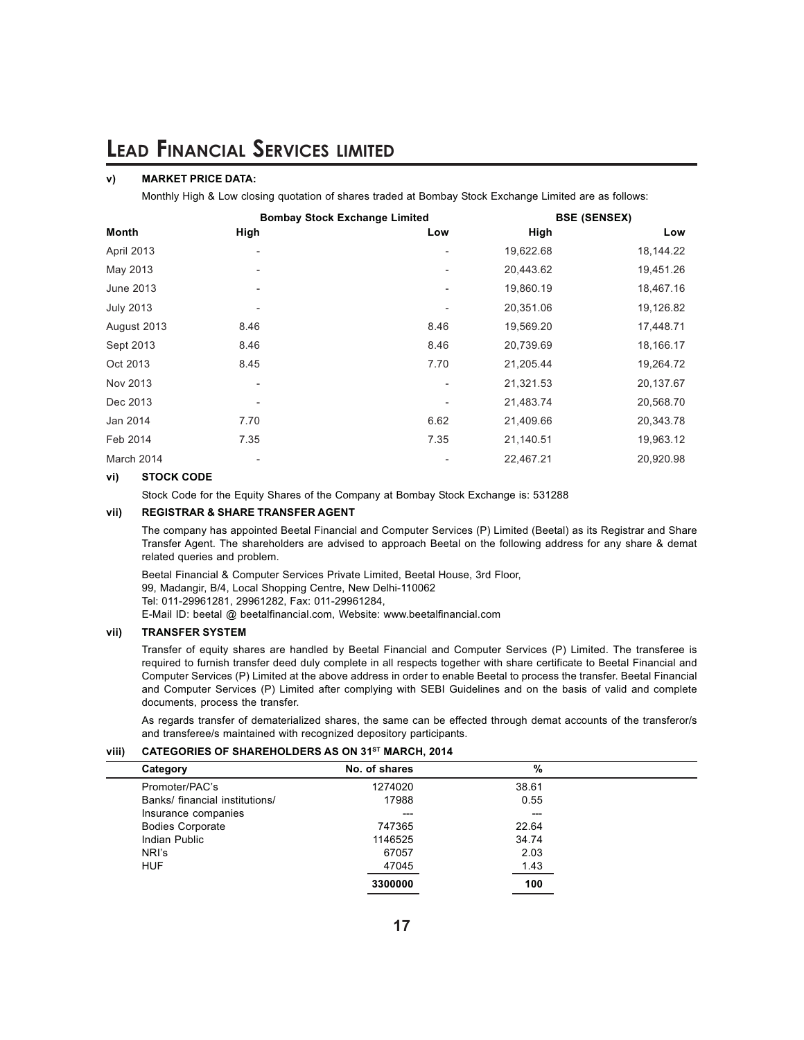## v) MARKET PRICE DATA:

Monthly High & Low closing quotation of shares traded at Bombay Stock Exchange Limited are as follows:

| | Bombay Stock Exchange Limited | | BSE (SENSEX) | |
|---|---|---|---|---|
| **Month** | **High** | **Low** | **High** | **Low** |
| April 2013 | - | - | 19,622.68 | 18,144.22 |
| May 2013 | - | - | 20,443.62 | 19,451.26 |
| June 2013 | - | - | 19,860.19 | 18,467.16 |
| July 2013 | - | - | 20,351.06 | 19,126.82 |
| August 2013 | 8.46 | 8.46 | 19,569.20 | 17,448.71 |
| Sept 2013 | 8.46 | 8.46 | 20,739.69 | 18,166.17 |
| Oct 2013 | 8.45 | 7.70 | 21,205.44 | 19,264.72 |
| Nov 2013 | - | - | 21,321.53 | 20,137.67 |
| Dec 2013 | - | - | 21,483.74 | 20,568.70 |
| Jan 2014 | 7.70 | 6.62 | 21,409.66 | 20,343.78 |
| Feb 2014 | 7.35 | 7.35 | 21,140.51 | 19,963.12 |
| March 2014 | - | - | 22,467.21 | 20,920.98 |

## vi) STOCK CODE

Stock Code for the Equity Shares of the Company at Bombay Stock Exchange is: 531288

## vii) REGISTRAR & SHARE TRANSFER AGENT

The company has appointed Beetal Financial and Computer Services (P) Limited (Beetal) as its Registrar and Share Transfer Agent. The shareholders are advised to approach Beetal on the following address for any share & demat related queries and problem.

Beetal Financial & Computer Services Private Limited, Beetal House, 3rd Floor,
99, Madangir, B/4, Local Shopping Centre, New Delhi-110062
Tel: 011-29961281, 29961282, Fax: 011-29961284,
E-Mail ID: beetal @ beetalfinancial.com, Website: www.beetalfinancial.com

## vii) TRANSFER SYSTEM

Transfer of equity shares are handled by Beetal Financial and Computer Services (P) Limited. The transferee is required to furnish transfer deed duly complete in all respects together with share certificate to Beetal Financial and Computer Services (P) Limited at the above address in order to enable Beetal to process the transfer. Beetal Financial and Computer Services (P) Limited after complying with SEBI Guidelines and on the basis of valid and complete documents, process the transfer.

As regards transfer of dematerialized shares, the same can be effected through demat accounts of the transferor/s and transferee/s maintained with recognized depository participants.

## viii) CATEGORIES OF SHAREHOLDERS AS ON 31ST MARCH, 2014

| Category | No. of shares | % |
|---|---|---|
| Promoter/PAC's | 1274020 | 38.61 |
| Banks/ financial institutions/ | 17988 | 0.55 |
| Insurance companies | --- | --- |
| Bodies Corporate | 747365 | 22.64 |
| Indian Public | 1146525 | 34.74 |
| NRI's | 67057 | 2.03 |
| HUF | 47045 | 1.43 |
| | **3300000** | **100** |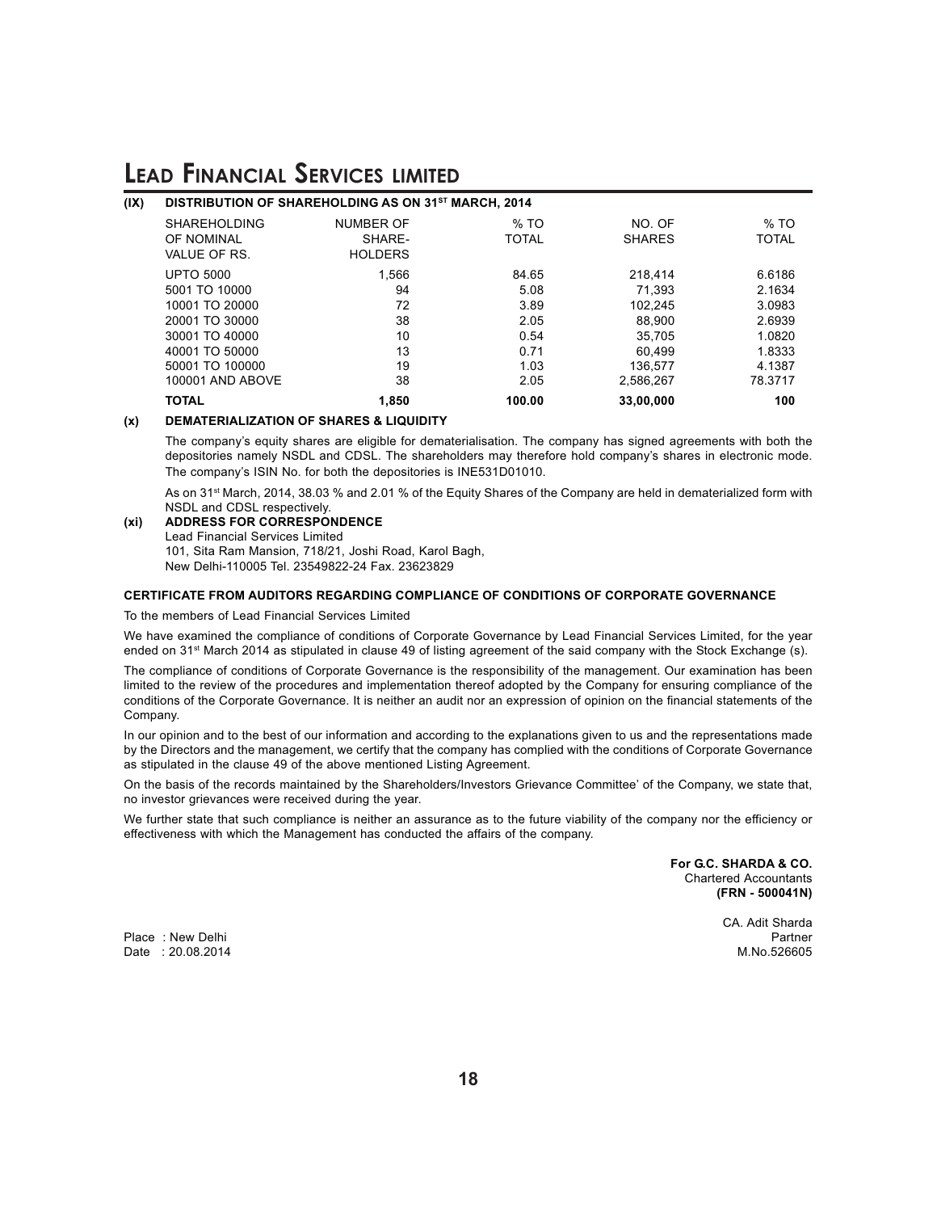# LEAD FINANCIAL SERVICES LIMITED

**(IX) DISTRIBUTION OF SHAREHOLDING AS ON 31ST MARCH, 2014**

| SHAREHOLDING OF NOMINAL VALUE OF RS. | NUMBER OF SHARE-HOLDERS | % TO TOTAL | NO. OF SHARES | % TO TOTAL |
|---|---|---|---|---|
| UPTO 5000 | 1,566 | 84.65 | 218,414 | 6.6186 |
| 5001 TO 10000 | 94 | 5.08 | 71,393 | 2.1634 |
| 10001 TO 20000 | 72 | 3.89 | 102,245 | 3.0983 |
| 20001 TO 30000 | 38 | 2.05 | 88,900 | 2.6939 |
| 30001 TO 40000 | 10 | 0.54 | 35,705 | 1.0820 |
| 40001 TO 50000 | 13 | 0.71 | 60,499 | 1.8333 |
| 50001 TO 100000 | 19 | 1.03 | 136,577 | 4.1387 |
| 100001 AND ABOVE | 38 | 2.05 | 2,586,267 | 78.3717 |
| **TOTAL** | **1,850** | **100.00** | **33,00,000** | **100** |

**(x) DEMATERIALIZATION OF SHARES & LIQUIDITY**

The company's equity shares are eligible for dematerialisation. The company has signed agreements with both the depositories namely NSDL and CDSL. The shareholders may therefore hold company's shares in electronic mode. The company's ISIN No. for both the depositories is INE531D01010.

As on 31st March, 2014, 38.03 % and 2.01 % of the Equity Shares of the Company are held in dematerialized form with NSDL and CDSL respectively.

**(xi) ADDRESS FOR CORRESPONDENCE**

Lead Financial Services Limited
101, Sita Ram Mansion, 718/21, Joshi Road, Karol Bagh,
New Delhi-110005 Tel. 23549822-24 Fax. 23623829

**CERTIFICATE FROM AUDITORS REGARDING COMPLIANCE OF CONDITIONS OF CORPORATE GOVERNANCE**

To the members of Lead Financial Services Limited

We have examined the compliance of conditions of Corporate Governance by Lead Financial Services Limited, for the year ended on 31st March 2014 as stipulated in clause 49 of listing agreement of the said company with the Stock Exchange (s).

The compliance of conditions of Corporate Governance is the responsibility of the management. Our examination has been limited to the review of the procedures and implementation thereof adopted by the Company for ensuring compliance of the conditions of the Corporate Governance. It is neither an audit nor an expression of opinion on the financial statements of the Company.

In our opinion and to the best of our information and according to the explanations given to us and the representations made by the Directors and the management, we certify that the company has complied with the conditions of Corporate Governance as stipulated in the clause 49 of the above mentioned Listing Agreement.

On the basis of the records maintained by the Shareholders/Investors Grievance Committee' of the Company, we state that, no investor grievances were received during the year.

We further state that such compliance is neither an assurance as to the future viability of the company nor the efficiency or effectiveness with which the Management has conducted the affairs of the company.

**For G.C. SHARDA & CO.**
Chartered Accountants
**(FRN - 500041N)**

CA. Adit Sharda
Partner
M.No.526605

Place : New Delhi
Date : 20.08.2014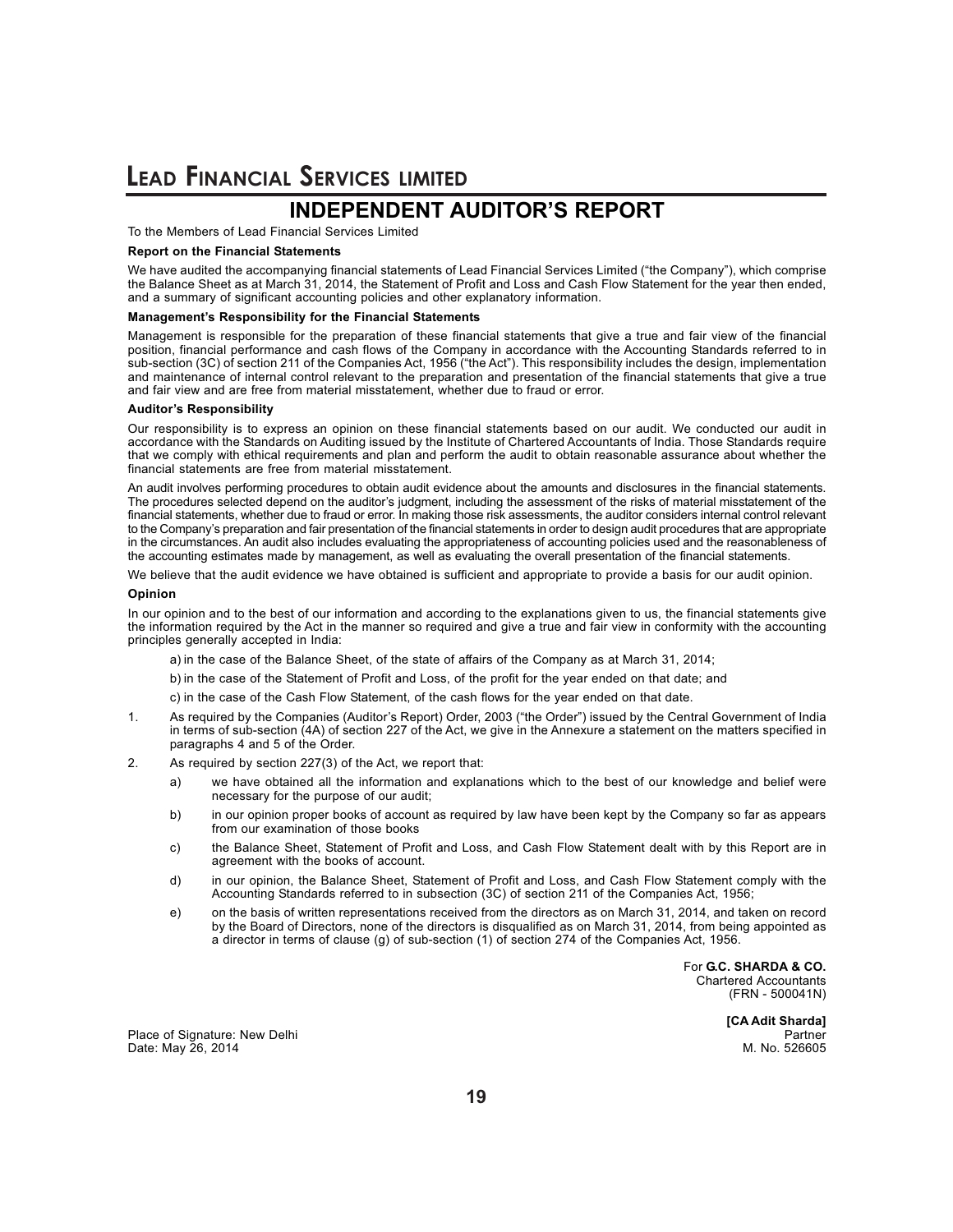# INDEPENDENT AUDITOR'S REPORT

To the Members of Lead Financial Services Limited

**Report on the Financial Statements**

We have audited the accompanying financial statements of Lead Financial Services Limited ("the Company"), which comprise the Balance Sheet as at March 31, 2014, the Statement of Profit and Loss and Cash Flow Statement for the year then ended, and a summary of significant accounting policies and other explanatory information.

**Management's Responsibility for the Financial Statements**

Management is responsible for the preparation of these financial statements that give a true and fair view of the financial position, financial performance and cash flows of the Company in accordance with the Accounting Standards referred to in sub-section (3C) of section 211 of the Companies Act, 1956 ("the Act"). This responsibility includes the design, implementation and maintenance of internal control relevant to the preparation and presentation of the financial statements that give a true and fair view and are free from material misstatement, whether due to fraud or error.

**Auditor's Responsibility**

Our responsibility is to express an opinion on these financial statements based on our audit. We conducted our audit in accordance with the Standards on Auditing issued by the Institute of Chartered Accountants of India. Those Standards require that we comply with ethical requirements and plan and perform the audit to obtain reasonable assurance about whether the financial statements are free from material misstatement.

An audit involves performing procedures to obtain audit evidence about the amounts and disclosures in the financial statements. The procedures selected depend on the auditor's judgment, including the assessment of the risks of material misstatement of the financial statements, whether due to fraud or error. In making those risk assessments, the auditor considers internal control relevant to the Company's preparation and fair presentation of the financial statements in order to design audit procedures that are appropriate in the circumstances. An audit also includes evaluating the appropriateness of accounting policies used and the reasonableness of the accounting estimates made by management, as well as evaluating the overall presentation of the financial statements.

We believe that the audit evidence we have obtained is sufficient and appropriate to provide a basis for our audit opinion.

**Opinion**

In our opinion and to the best of our information and according to the explanations given to us, the financial statements give the information required by the Act in the manner so required and give a true and fair view in conformity with the accounting principles generally accepted in India:

a) in the case of the Balance Sheet, of the state of affairs of the Company as at March 31, 2014;

b) in the case of the Statement of Profit and Loss, of the profit for the year ended on that date; and

c) in the case of the Cash Flow Statement, of the cash flows for the year ended on that date.

1. As required by the Companies (Auditor's Report) Order, 2003 ("the Order") issued by the Central Government of India in terms of sub-section (4A) of section 227 of the Act, we give in the Annexure a statement on the matters specified in paragraphs 4 and 5 of the Order.

2. As required by section 227(3) of the Act, we report that:

   a) we have obtained all the information and explanations which to the best of our knowledge and belief were necessary for the purpose of our audit;

   b) in our opinion proper books of account as required by law have been kept by the Company so far as appears from our examination of those books

   c) the Balance Sheet, Statement of Profit and Loss, and Cash Flow Statement dealt with by this Report are in agreement with the books of account.

   d) in our opinion, the Balance Sheet, Statement of Profit and Loss, and Cash Flow Statement comply with the Accounting Standards referred to in subsection (3C) of section 211 of the Companies Act, 1956;

   e) on the basis of written representations received from the directors as on March 31, 2014, and taken on record by the Board of Directors, none of the directors is disqualified as on March 31, 2014, from being appointed as a director in terms of clause (g) of sub-section (1) of section 274 of the Companies Act, 1956.

For **G.C. SHARDA & CO.**
Chartered Accountants
(FRN - 500041N)

**[CA Adit Sharda]**
Partner
M. No. 526605

Place of Signature: New Delhi
Date: May 26, 2014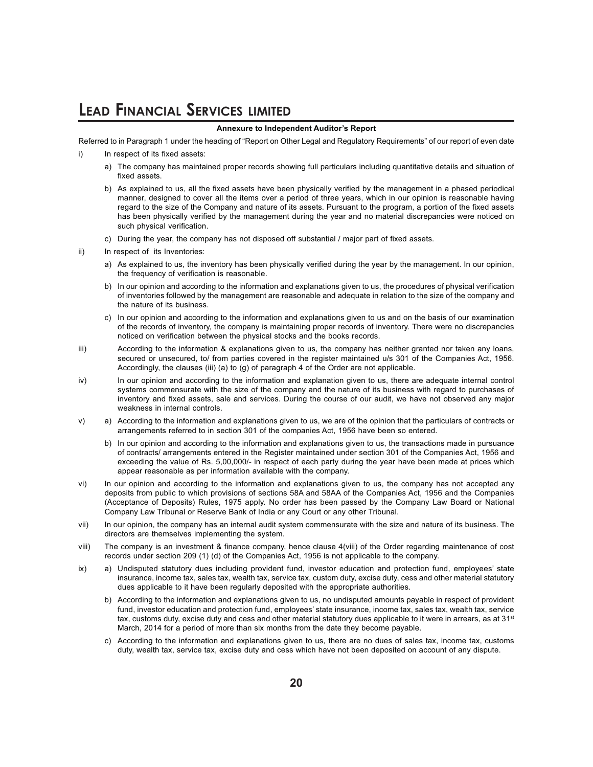### Annexure to Independent Auditor's Report

Referred to in Paragraph 1 under the heading of "Report on Other Legal and Regulatory Requirements" of our report of even date

i) In respect of its fixed assets:

   a) The company has maintained proper records showing full particulars including quantitative details and situation of fixed assets.

   b) As explained to us, all the fixed assets have been physically verified by the management in a phased periodical manner, designed to cover all the items over a period of three years, which in our opinion is reasonable having regard to the size of the Company and nature of its assets. Pursuant to the program, a portion of the fixed assets has been physically verified by the management during the year and no material discrepancies were noticed on such physical verification.

   c) During the year, the company has not disposed off substantial / major part of fixed assets.

ii) In respect of its Inventories:

   a) As explained to us, the inventory has been physically verified during the year by the management. In our opinion, the frequency of verification is reasonable.

   b) In our opinion and according to the information and explanations given to us, the procedures of physical verification of inventories followed by the management are reasonable and adequate in relation to the size of the company and the nature of its business.

   c) In our opinion and according to the information and explanations given to us and on the basis of our examination of the records of inventory, the company is maintaining proper records of inventory. There were no discrepancies noticed on verification between the physical stocks and the books records.

iii) According to the information & explanations given to us, the company has neither granted nor taken any loans, secured or unsecured, to/ from parties covered in the register maintained u/s 301 of the Companies Act, 1956. Accordingly, the clauses (iii) (a) to (g) of paragraph 4 of the Order are not applicable.

iv) In our opinion and according to the information and explanation given to us, there are adequate internal control systems commensurate with the size of the company and the nature of its business with regard to purchases of inventory and fixed assets, sale and services. During the course of our audit, we have not observed any major weakness in internal controls.

v) a) According to the information and explanations given to us, we are of the opinion that the particulars of contracts or arrangements referred to in section 301 of the companies Act, 1956 have been so entered.

   b) In our opinion and according to the information and explanations given to us, the transactions made in pursuance of contracts/ arrangements entered in the Register maintained under section 301 of the Companies Act, 1956 and exceeding the value of Rs. 5,00,000/- in respect of each party during the year have been made at prices which appear reasonable as per information available with the company.

vi) In our opinion and according to the information and explanations given to us, the company has not accepted any deposits from public to which provisions of sections 58A and 58AA of the Companies Act, 1956 and the Companies (Acceptance of Deposits) Rules, 1975 apply. No order has been passed by the Company Law Board or National Company Law Tribunal or Reserve Bank of India or any Court or any other Tribunal.

vii) In our opinion, the company has an internal audit system commensurate with the size and nature of its business. The directors are themselves implementing the system.

viii) The company is an investment & finance company, hence clause 4(viii) of the Order regarding maintenance of cost records under section 209 (1) (d) of the Companies Act, 1956 is not applicable to the company.

ix) a) Undisputed statutory dues including provident fund, investor education and protection fund, employees' state insurance, income tax, sales tax, wealth tax, service tax, custom duty, excise duty, cess and other material statutory dues applicable to it have been regularly deposited with the appropriate authorities.

   b) According to the information and explanations given to us, no undisputed amounts payable in respect of provident fund, investor education and protection fund, employees' state insurance, income tax, sales tax, wealth tax, service tax, customs duty, excise duty and cess and other material statutory dues applicable to it were in arrears, as at 31st March, 2014 for a period of more than six months from the date they become payable.

   c) According to the information and explanations given to us, there are no dues of sales tax, income tax, customs duty, wealth tax, service tax, excise duty and cess which have not been deposited on account of any dispute.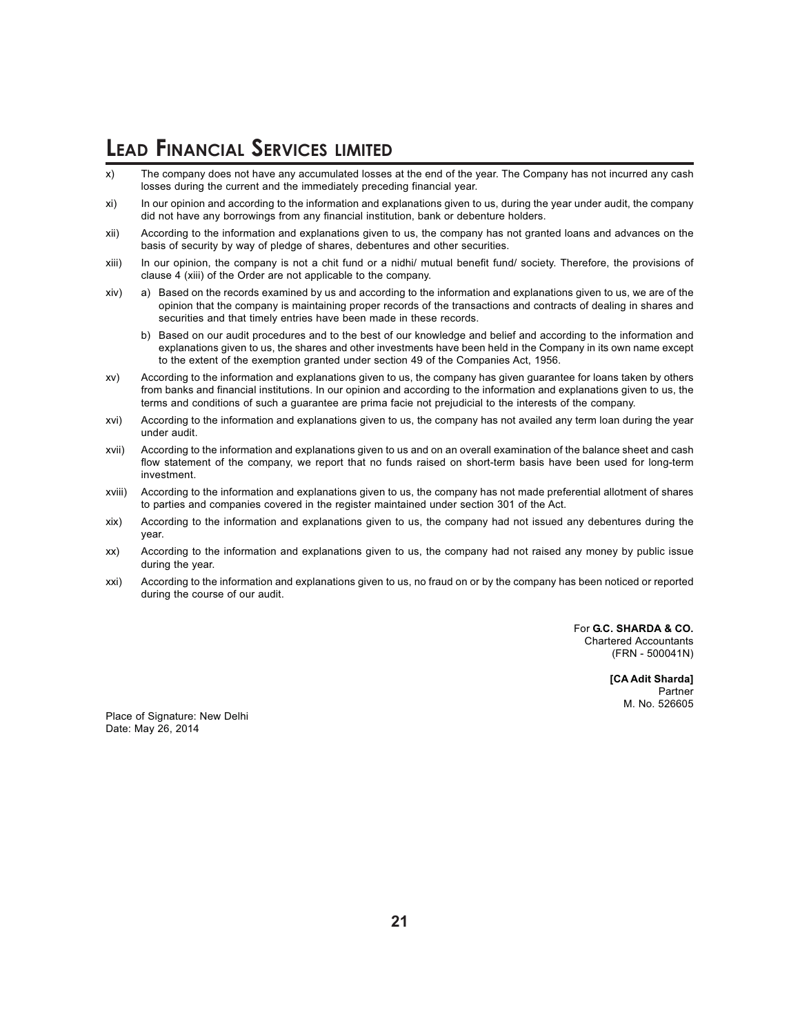x) The company does not have any accumulated losses at the end of the year. The Company has not incurred any cash losses during the current and the immediately preceding financial year.

xi) In our opinion and according to the information and explanations given to us, during the year under audit, the company did not have any borrowings from any financial institution, bank or debenture holders.

xii) According to the information and explanations given to us, the company has not granted loans and advances on the basis of security by way of pledge of shares, debentures and other securities.

xiii) In our opinion, the company is not a chit fund or a nidhi/ mutual benefit fund/ society. Therefore, the provisions of clause 4 (xiii) of the Order are not applicable to the company.

xiv) a) Based on the records examined by us and according to the information and explanations given to us, we are of the opinion that the company is maintaining proper records of the transactions and contracts of dealing in shares and securities and that timely entries have been made in these records.

b) Based on our audit procedures and to the best of our knowledge and belief and according to the information and explanations given to us, the shares and other investments have been held in the Company in its own name except to the extent of the exemption granted under section 49 of the Companies Act, 1956.

xv) According to the information and explanations given to us, the company has given guarantee for loans taken by others from banks and financial institutions. In our opinion and according to the information and explanations given to us, the terms and conditions of such a guarantee are prima facie not prejudicial to the interests of the company.

xvi) According to the information and explanations given to us, the company has not availed any term loan during the year under audit.

xvii) According to the information and explanations given to us and on an overall examination of the balance sheet and cash flow statement of the company, we report that no funds raised on short-term basis have been used for long-term investment.

xviii) According to the information and explanations given to us, the company has not made preferential allotment of shares to parties and companies covered in the register maintained under section 301 of the Act.

xix) According to the information and explanations given to us, the company had not issued any debentures during the year.

xx) According to the information and explanations given to us, the company had not raised any money by public issue during the year.

xxi) According to the information and explanations given to us, no fraud on or by the company has been noticed or reported during the course of our audit.

For **G.C. SHARDA & CO.**
Chartered Accountants
(FRN - 500041N)

**[CA Adit Sharda]**
Partner
M. No. 526605

Place of Signature: New Delhi
Date: May 26, 2014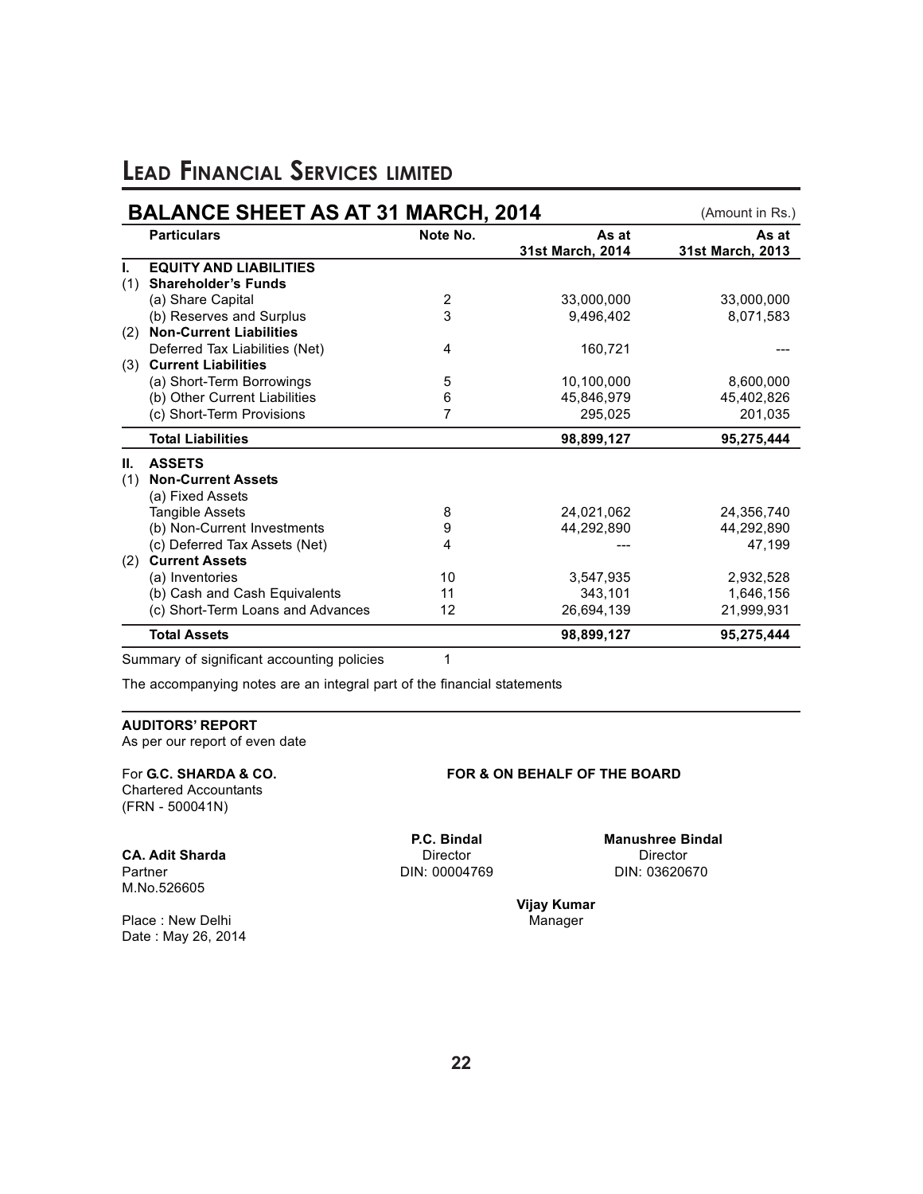# Lead Financial Services limited

## BALANCE SHEET AS AT 31 MARCH, 2014

(Amount in Rs.)

| | Particulars | Note No. | As at 31st March, 2014 | As at 31st March, 2013 |
|---|---|---|---|---|
| **I.** | **EQUITY AND LIABILITIES** | | | |
| (1) | **Shareholder's Funds** | | | |
| | (a) Share Capital | 2 | 33,000,000 | 33,000,000 |
| | (b) Reserves and Surplus | 3 | 9,496,402 | 8,071,583 |
| (2) | **Non-Current Liabilities** | | | |
| | Deferred Tax Liabilities (Net) | 4 | 160,721 | --- |
| (3) | **Current Liabilities** | | | |
| | (a) Short-Term Borrowings | 5 | 10,100,000 | 8,600,000 |
| | (b) Other Current Liabilities | 6 | 45,846,979 | 45,402,826 |
| | (c) Short-Term Provisions | 7 | 295,025 | 201,035 |
| | **Total Liabilities** | | **98,899,127** | **95,275,444** |
| **II.** | **ASSETS** | | | |
| (1) | **Non-Current Assets** | | | |
| | (a) Fixed Assets | | | |
| | Tangible Assets | 8 | 24,021,062 | 24,356,740 |
| | (b) Non-Current Investments | 9 | 44,292,890 | 44,292,890 |
| | (c) Deferred Tax Assets (Net) | 4 | --- | 47,199 |
| (2) | **Current Assets** | | | |
| | (a) Inventories | 10 | 3,547,935 | 2,932,528 |
| | (b) Cash and Cash Equivalents | 11 | 343,101 | 1,646,156 |
| | (c) Short-Term Loans and Advances | 12 | 26,694,139 | 21,999,931 |
| | **Total Assets** | | **98,899,127** | **95,275,444** |

Summary of significant accounting policies 1

The accompanying notes are an integral part of the financial statements

**AUDITORS' REPORT**
As per our report of even date

For **G.C. SHARDA & CO.**
Chartered Accountants
(FRN - 500041N)

**CA. Adit Sharda**
Partner
M.No.526605

Place : New Delhi
Date : May 26, 2014

**FOR & ON BEHALF OF THE BOARD**

**P.C. Bindal**
Director
DIN: 00004769

**Manushree Bindal**
Director
DIN: 03620670

**Vijay Kumar**
Manager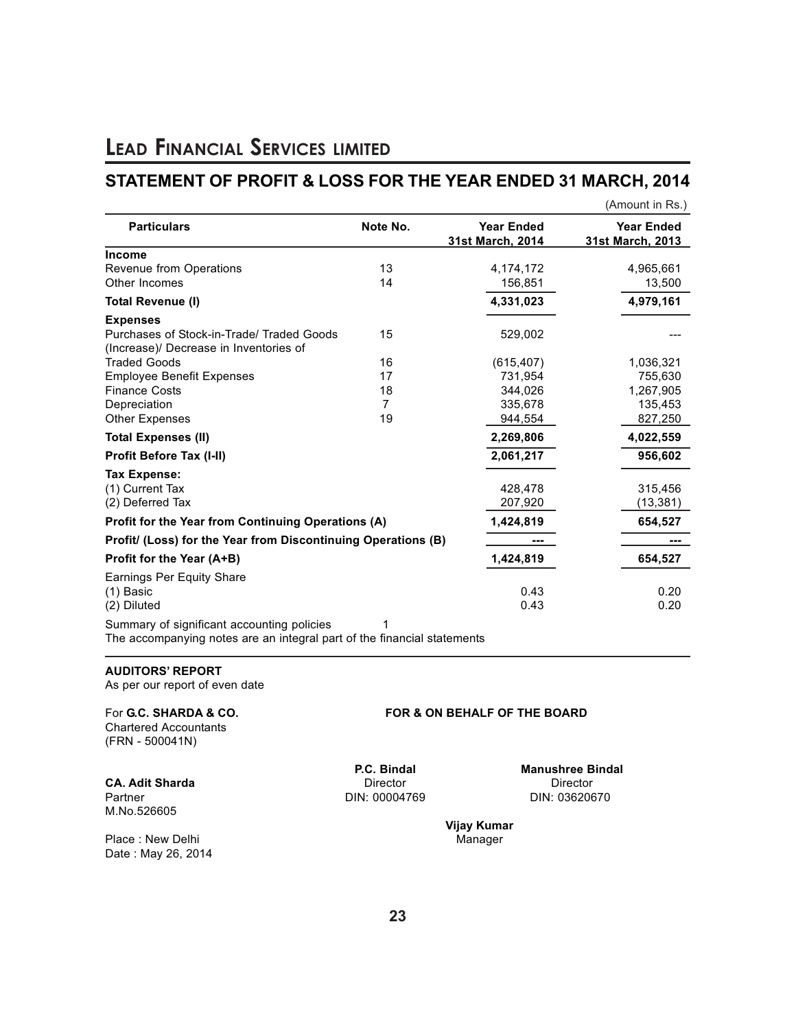# LEAD FINANCIAL SERVICES LIMITED

## STATEMENT OF PROFIT & LOSS FOR THE YEAR ENDED 31 MARCH, 2014

(Amount in Rs.)

| Particulars | Note No. | Year Ended 31st March, 2014 | Year Ended 31st March, 2013 |
|---|---|---|---|
| **Income** | | | |
| Revenue from Operations | 13 | 4,174,172 | 4,965,661 |
| Other Incomes | 14 | 156,851 | 13,500 |
| **Total Revenue (I)** | | **4,331,023** | **4,979,161** |
| **Expenses** | | | |
| Purchases of Stock-in-Trade/ Traded Goods | 15 | 529,002 | --- |
| (Increase)/ Decrease in Inventories of Traded Goods | 16 | (615,407) | 1,036,321 |
| Employee Benefit Expenses | 17 | 731,954 | 755,630 |
| Finance Costs | 18 | 344,026 | 1,267,905 |
| Depreciation | 7 | 335,678 | 135,453 |
| Other Expenses | 19 | 944,554 | 827,250 |
| **Total Expenses (II)** | | **2,269,806** | **4,022,559** |
| **Profit Before Tax (I-II)** | | **2,061,217** | **956,602** |
| **Tax Expense:** | | | |
| (1) Current Tax | | 428,478 | 315,456 |
| (2) Deferred Tax | | 207,920 | (13,381) |
| **Profit for the Year from Continuing Operations (A)** | | **1,424,819** | **654,527** |
| **Profit/ (Loss) for the Year from Discontinuing Operations (B)** | | --- | --- |
| **Profit for the Year (A+B)** | | **1,424,819** | **654,527** |
| Earnings Per Equity Share | | | |
| (1) Basic | | 0.43 | 0.20 |
| (2) Diluted | | 0.43 | 0.20 |

Summary of significant accounting policies 1

The accompanying notes are an integral part of the financial statements

**AUDITORS' REPORT**

As per our report of even date

For **G.C. SHARDA & CO.**
Chartered Accountants
(FRN - 500041N)

**CA. Adit Sharda**
Partner
M.No.526605

Place : New Delhi
Date : May 26, 2014

**FOR & ON BEHALF OF THE BOARD**

**P.C. Bindal**
Director
DIN: 00004769

**Manushree Bindal**
Director
DIN: 03620670

**Vijay Kumar**
Manager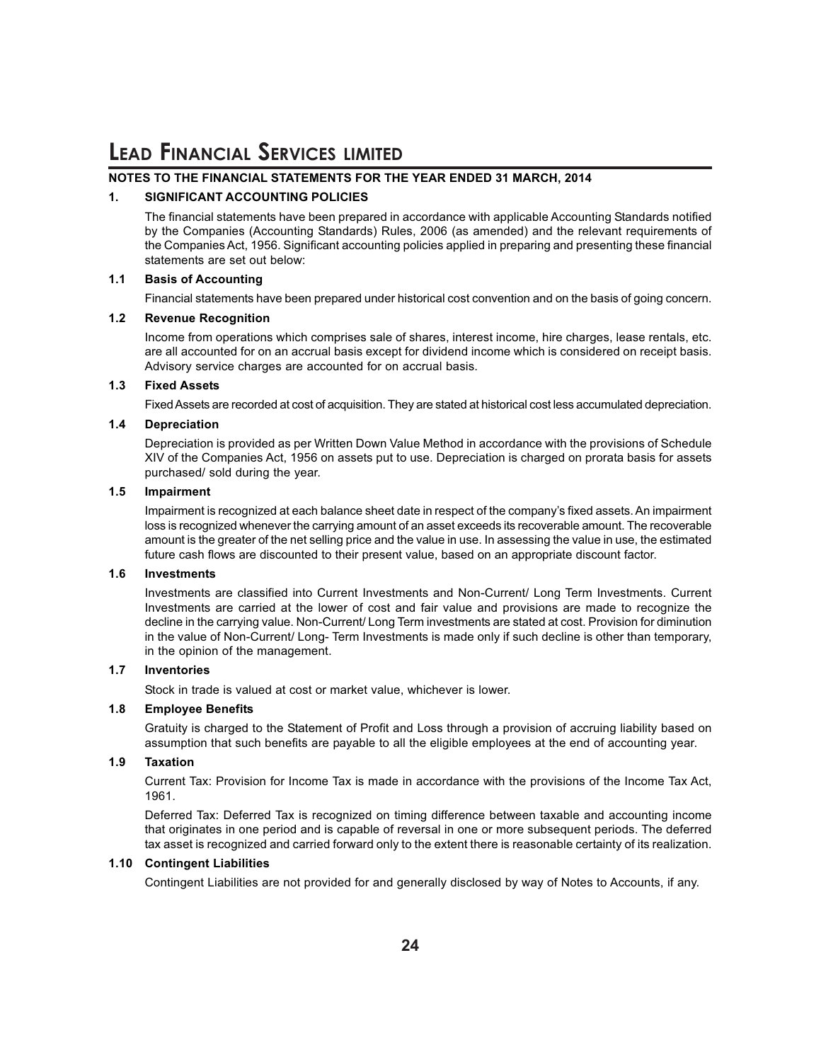# Lead Financial Services limited

## NOTES TO THE FINANCIAL STATEMENTS FOR THE YEAR ENDED 31 MARCH, 2014

### 1. SIGNIFICANT ACCOUNTING POLICIES

The financial statements have been prepared in accordance with applicable Accounting Standards notified by the Companies (Accounting Standards) Rules, 2006 (as amended) and the relevant requirements of the Companies Act, 1956. Significant accounting policies applied in preparing and presenting these financial statements are set out below:

### 1.1 Basis of Accounting

Financial statements have been prepared under historical cost convention and on the basis of going concern.

### 1.2 Revenue Recognition

Income from operations which comprises sale of shares, interest income, hire charges, lease rentals, etc. are all accounted for on an accrual basis except for dividend income which is considered on receipt basis. Advisory service charges are accounted for on accrual basis.

### 1.3 Fixed Assets

Fixed Assets are recorded at cost of acquisition. They are stated at historical cost less accumulated depreciation.

### 1.4 Depreciation

Depreciation is provided as per Written Down Value Method in accordance with the provisions of Schedule XIV of the Companies Act, 1956 on assets put to use. Depreciation is charged on prorata basis for assets purchased/ sold during the year.

### 1.5 Impairment

Impairment is recognized at each balance sheet date in respect of the company's fixed assets. An impairment loss is recognized whenever the carrying amount of an asset exceeds its recoverable amount. The recoverable amount is the greater of the net selling price and the value in use. In assessing the value in use, the estimated future cash flows are discounted to their present value, based on an appropriate discount factor.

### 1.6 Investments

Investments are classified into Current Investments and Non-Current/ Long Term Investments. Current Investments are carried at the lower of cost and fair value and provisions are made to recognize the decline in the carrying value. Non-Current/ Long Term investments are stated at cost. Provision for diminution in the value of Non-Current/ Long- Term Investments is made only if such decline is other than temporary, in the opinion of the management.

### 1.7 Inventories

Stock in trade is valued at cost or market value, whichever is lower.

### 1.8 Employee Benefits

Gratuity is charged to the Statement of Profit and Loss through a provision of accruing liability based on assumption that such benefits are payable to all the eligible employees at the end of accounting year.

### 1.9 Taxation

Current Tax: Provision for Income Tax is made in accordance with the provisions of the Income Tax Act, 1961.

Deferred Tax: Deferred Tax is recognized on timing difference between taxable and accounting income that originates in one period and is capable of reversal in one or more subsequent periods. The deferred tax asset is recognized and carried forward only to the extent there is reasonable certainty of its realization.

### 1.10 Contingent Liabilities

Contingent Liabilities are not provided for and generally disclosed by way of Notes to Accounts, if any.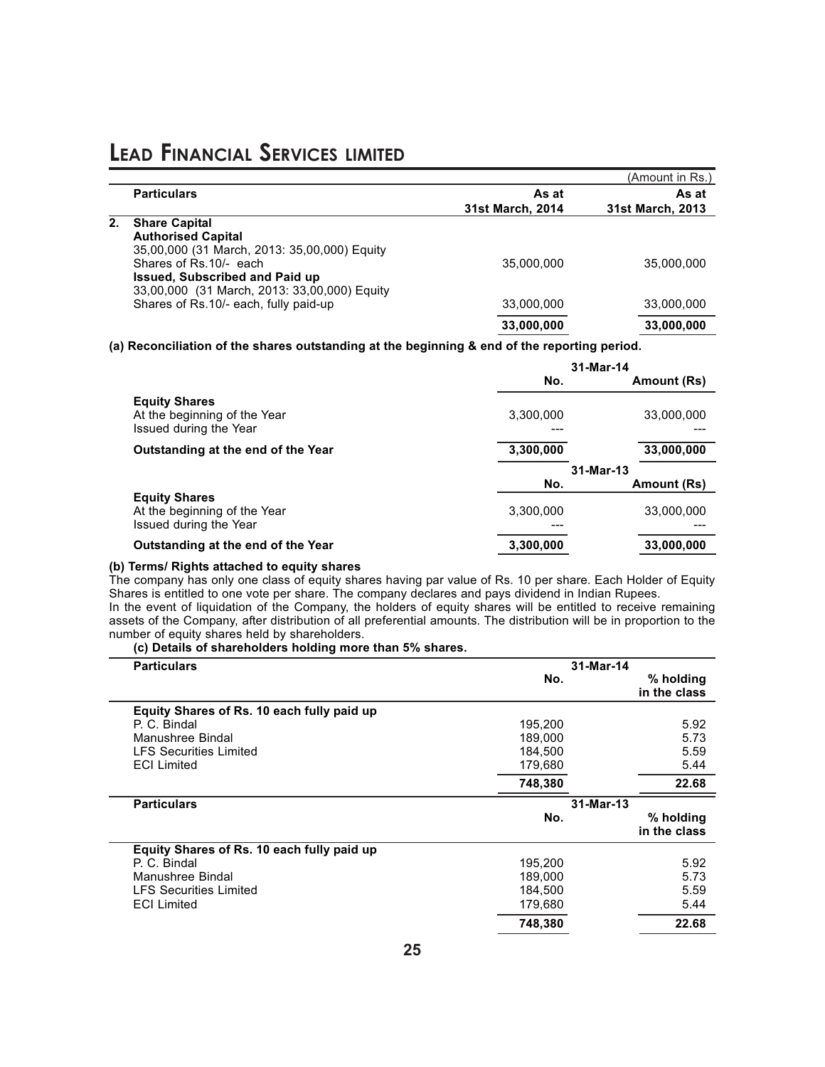(Amount in Rs.)

| | Particulars | As at 31st March, 2014 | As at 31st March, 2013 |
|---|---|---|---|
| **2.** | **Share Capital** | | |
| | **Authorised Capital** | | |
| | 35,00,000 (31 March, 2013: 35,00,000) Equity Shares of Rs.10/- each | 35,000,000 | 35,000,000 |
| | **Issued, Subscribed and Paid up** | | |
| | 33,00,000 (31 March, 2013: 33,00,000) Equity Shares of Rs.10/- each, fully paid-up | 33,000,000 | 33,000,000 |
| | | **33,000,000** | **33,000,000** |

**(a) Reconciliation of the shares outstanding at the beginning & end of the reporting period.**

| | 31-Mar-14 No. | 31-Mar-14 Amount (Rs) |
|---|---|---|
| **Equity Shares** | | |
| At the beginning of the Year | 3,300,000 | 33,000,000 |
| Issued during the Year | --- | --- |
| **Outstanding at the end of the Year** | **3,300,000** | **33,000,000** |

| | 31-Mar-13 No. | 31-Mar-13 Amount (Rs) |
|---|---|---|
| **Equity Shares** | | |
| At the beginning of the Year | 3,300,000 | 33,000,000 |
| Issued during the Year | --- | --- |
| **Outstanding at the end of the Year** | **3,300,000** | **33,000,000** |

**(b) Terms/ Rights attached to equity shares**

The company has only one class of equity shares having par value of Rs. 10 per share. Each Holder of Equity Shares is entitled to one vote per share. The company declares and pays dividend in Indian Rupees.

In the event of liquidation of the Company, the holders of equity shares will be entitled to receive remaining assets of the Company, after distribution of all preferential amounts. The distribution will be in proportion to the number of equity shares held by shareholders.

**(c) Details of shareholders holding more than 5% shares.**

| Particulars | 31-Mar-14 No. | 31-Mar-14 % holding in the class |
|---|---|---|
| **Equity Shares of Rs. 10 each fully paid up** | | |
| P. C. Bindal | 195,200 | 5.92 |
| Manushree Bindal | 189,000 | 5.73 |
| LFS Securities Limited | 184,500 | 5.59 |
| ECI Limited | 179,680 | 5.44 |
| | **748,380** | **22.68** |

| Particulars | 31-Mar-13 No. | 31-Mar-13 % holding in the class |
|---|---|---|
| **Equity Shares of Rs. 10 each fully paid up** | | |
| P. C. Bindal | 195,200 | 5.92 |
| Manushree Bindal | 189,000 | 5.73 |
| LFS Securities Limited | 184,500 | 5.59 |
| ECI Limited | 179,680 | 5.44 |
| | **748,380** | **22.68** |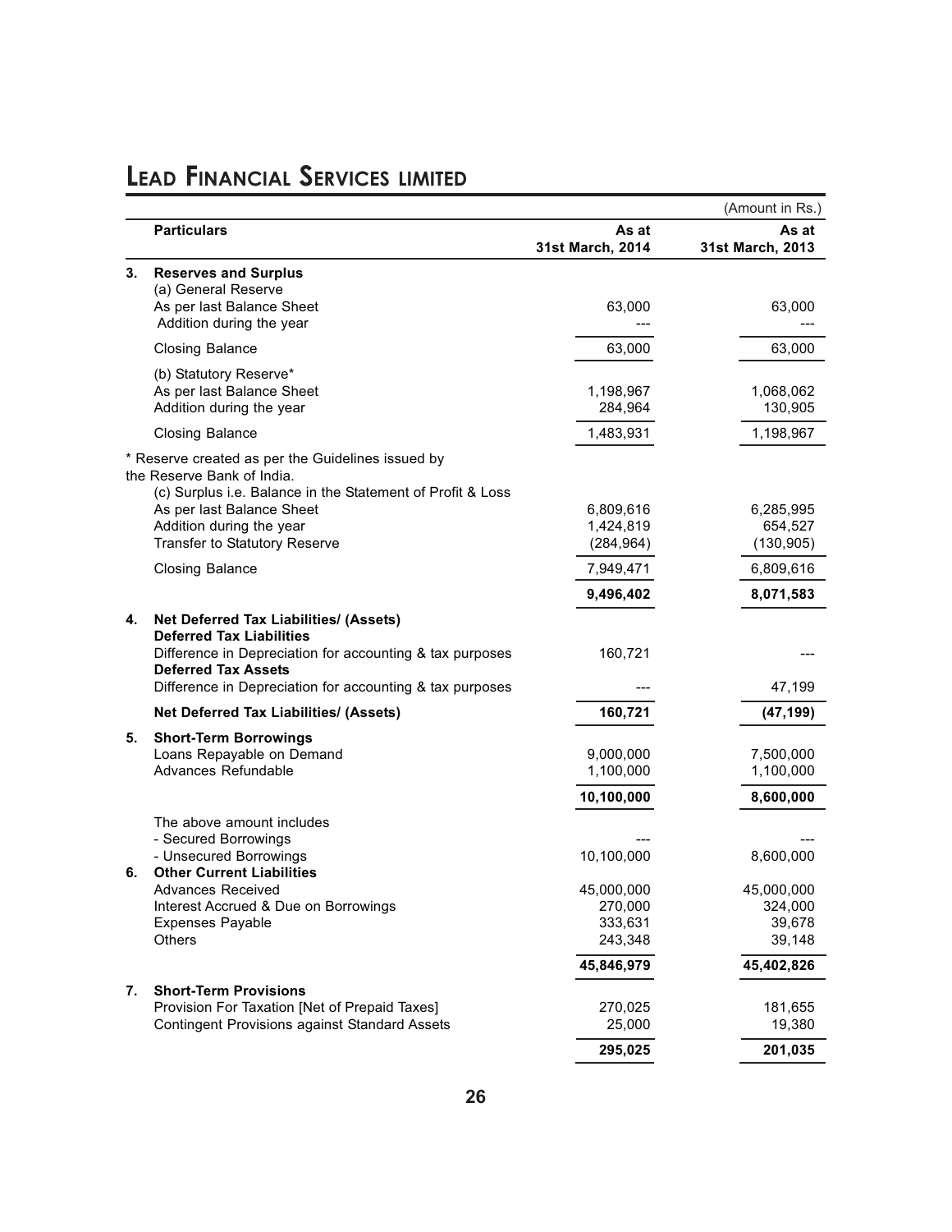# LEAD FINANCIAL SERVICES LIMITED

(Amount in Rs.)

| | Particulars | As at 31st March, 2014 | As at 31st March, 2013 |
|---|---|---|---|
| 3. | **Reserves and Surplus** | | |
| | (a) General Reserve | | |
| | As per last Balance Sheet | 63,000 | 63,000 |
| | Addition during the year | --- | --- |
| | Closing Balance | 63,000 | 63,000 |
| | (b) Statutory Reserve* | | |
| | As per last Balance Sheet | 1,198,967 | 1,068,062 |
| | Addition during the year | 284,964 | 130,905 |
| | Closing Balance | 1,483,931 | 1,198,967 |
| | * Reserve created as per the Guidelines issued by the Reserve Bank of India. | | |
| | (c) Surplus i.e. Balance in the Statement of Profit & Loss | | |
| | As per last Balance Sheet | 6,809,616 | 6,285,995 |
| | Addition during the year | 1,424,819 | 654,527 |
| | Transfer to Statutory Reserve | (284,964) | (130,905) |
| | Closing Balance | 7,949,471 | 6,809,616 |
| | | **9,496,402** | **8,071,583** |
| 4. | **Net Deferred Tax Liabilities/ (Assets)** | | |
| | **Deferred Tax Liabilities** | | |
| | Difference in Depreciation for accounting & tax purposes | 160,721 | --- |
| | **Deferred Tax Assets** | | |
| | Difference in Depreciation for accounting & tax purposes | --- | 47,199 |
| | **Net Deferred Tax Liabilities/ (Assets)** | **160,721** | **(47,199)** |
| 5. | **Short-Term Borrowings** | | |
| | Loans Repayable on Demand | 9,000,000 | 7,500,000 |
| | Advances Refundable | 1,100,000 | 1,100,000 |
| | | **10,100,000** | **8,600,000** |
| | The above amount includes | | |
| | - Secured Borrowings | --- | --- |
| | - Unsecured Borrowings | 10,100,000 | 8,600,000 |
| 6. | **Other Current Liabilities** | | |
| | Advances Received | 45,000,000 | 45,000,000 |
| | Interest Accrued & Due on Borrowings | 270,000 | 324,000 |
| | Expenses Payable | 333,631 | 39,678 |
| | Others | 243,348 | 39,148 |
| | | **45,846,979** | **45,402,826** |
| 7. | **Short-Term Provisions** | | |
| | Provision For Taxation [Net of Prepaid Taxes] | 270,025 | 181,655 |
| | Contingent Provisions against Standard Assets | 25,000 | 19,380 |
| | | **295,025** | **201,035** |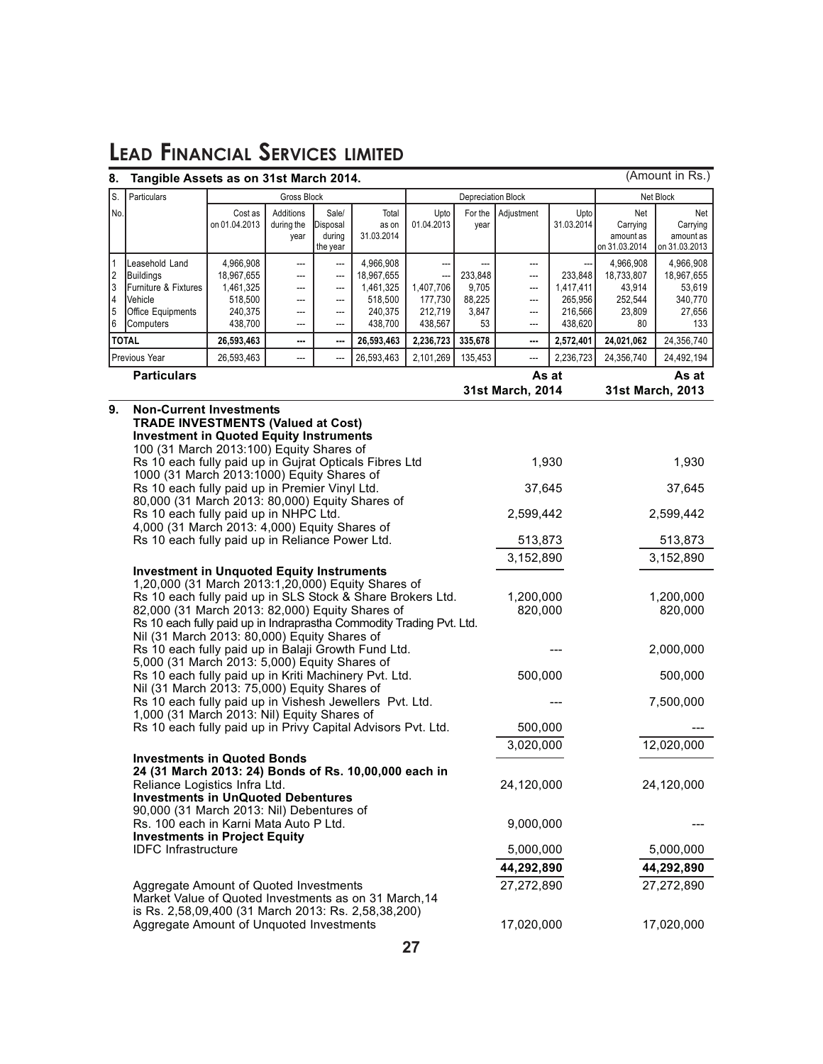# LEAD FINANCIAL SERVICES LIMITED

## 8. Tangible Assets as on 31st March 2014.

(Amount in Rs.)

| S. No. | Particulars | Gross Block | | | | Depreciation Block | | | | Net Block | |
|---|---|---|---|---|---|---|---|---|---|---|---|
| | | Cost as on 01.04.2013 | Additions during the year | Sale/ Disposal during the year | Total as on 31.03.2014 | Upto 01.04.2013 | For the year | Adjustment | Upto 31.03.2014 | Net Carrying amount as on 31.03.2014 | Net Carrying amount as on 31.03.2013 |
| 1 | Leasehold Land | 4,966,908 | --- | --- | 4,966,908 | --- | --- | --- | --- | 4,966,908 | 4,966,908 |
| 2 | Buildings | 18,967,655 | --- | --- | 18,967,655 | --- | 233,848 | --- | 233,848 | 18,733,807 | 18,967,655 |
| 3 | Furniture & Fixtures | 1,461,325 | --- | --- | 1,461,325 | 1,407,706 | 9,705 | --- | 1,417,411 | 43,914 | 53,619 |
| 4 | Vehicle | 518,500 | --- | --- | 518,500 | 177,730 | 88,225 | --- | 265,956 | 252,544 | 340,770 |
| 5 | Office Equipments | 240,375 | --- | --- | 240,375 | 212,719 | 3,847 | --- | 216,566 | 23,809 | 27,656 |
| 6 | Computers | 438,700 | --- | --- | 438,700 | 438,567 | 53 | --- | 438,620 | 80 | 133 |
| **TOTAL** | | **26,593,463** | **---** | **---** | **26,593,463** | **2,236,723** | **335,678** | **---** | **2,572,401** | **24,021,062** | 24,356,740 |
| Previous Year | | 26,593,463 | --- | --- | 26,593,463 | 2,101,269 | 135,453 | --- | 2,236,723 | 24,356,740 | 24,492,194 |

| **Particulars** | **As at 31st March, 2014** | **As at 31st March, 2013** |
|---|---|---|
| **9. Non-Current Investments** | | |
| **TRADE INVESTMENTS (Valued at Cost)** | | |
| **Investment in Quoted Equity Instruments** | | |
| 100 (31 March 2013:100) Equity Shares of Rs 10 each fully paid up in Gujrat Opticals Fibres Ltd | 1,930 | 1,930 |
| 1000 (31 March 2013:1000) Equity Shares of Rs 10 each fully paid up in Premier Vinyl Ltd. | 37,645 | 37,645 |
| 80,000 (31 March 2013: 80,000) Equity Shares of Rs 10 each fully paid up in NHPC Ltd. | 2,599,442 | 2,599,442 |
| 4,000 (31 March 2013: 4,000) Equity Shares of Rs 10 each fully paid up in Reliance Power Ltd. | 513,873 | 513,873 |
| | 3,152,890 | 3,152,890 |
| **Investment in Unquoted Equity Instruments** | | |
| 1,20,000 (31 March 2013:1,20,000) Equity Shares of Rs 10 each fully paid up in SLS Stock & Share Brokers Ltd. | 1,200,000 | 1,200,000 |
| 82,000 (31 March 2013: 82,000) Equity Shares of Rs 10 each fully paid up in Indraprastha Commodity Trading Pvt. Ltd. | 820,000 | 820,000 |
| Nil (31 March 2013: 80,000) Equity Shares of Rs 10 each fully paid up in Balaji Growth Fund Ltd. | --- | 2,000,000 |
| 5,000 (31 March 2013: 5,000) Equity Shares of Rs 10 each fully paid up in Kriti Machinery Pvt. Ltd. | 500,000 | 500,000 |
| Nil (31 March 2013: 75,000) Equity Shares of Rs 10 each fully paid up in Vishesh Jewellers Pvt. Ltd. | --- | 7,500,000 |
| 1,000 (31 March 2013: Nil) Equity Shares of Rs 10 each fully paid up in Privy Capital Advisors Pvt. Ltd. | 500,000 | --- |
| | 3,020,000 | 12,020,000 |
| **Investments in Quoted Bonds** | | |
| **24 (31 March 2013: 24) Bonds of Rs. 10,00,000 each in** Reliance Logistics Infra Ltd. | 24,120,000 | 24,120,000 |
| **Investments in UnQuoted Debentures** | | |
| 90,000 (31 March 2013: Nil) Debentures of Rs. 100 each in Karni Mata Auto P Ltd. | 9,000,000 | --- |
| **Investments in Project Equity** | | |
| IDFC Infrastructure | 5,000,000 | 5,000,000 |
| | **44,292,890** | **44,292,890** |
| Aggregate Amount of Quoted Investments | 27,272,890 | 27,272,890 |
| Market Value of Quoted Investments as on 31 March,14 is Rs. 2,58,09,400 (31 March 2013: Rs. 2,58,38,200) | | |
| Aggregate Amount of Unquoted Investments | 17,020,000 | 17,020,000 |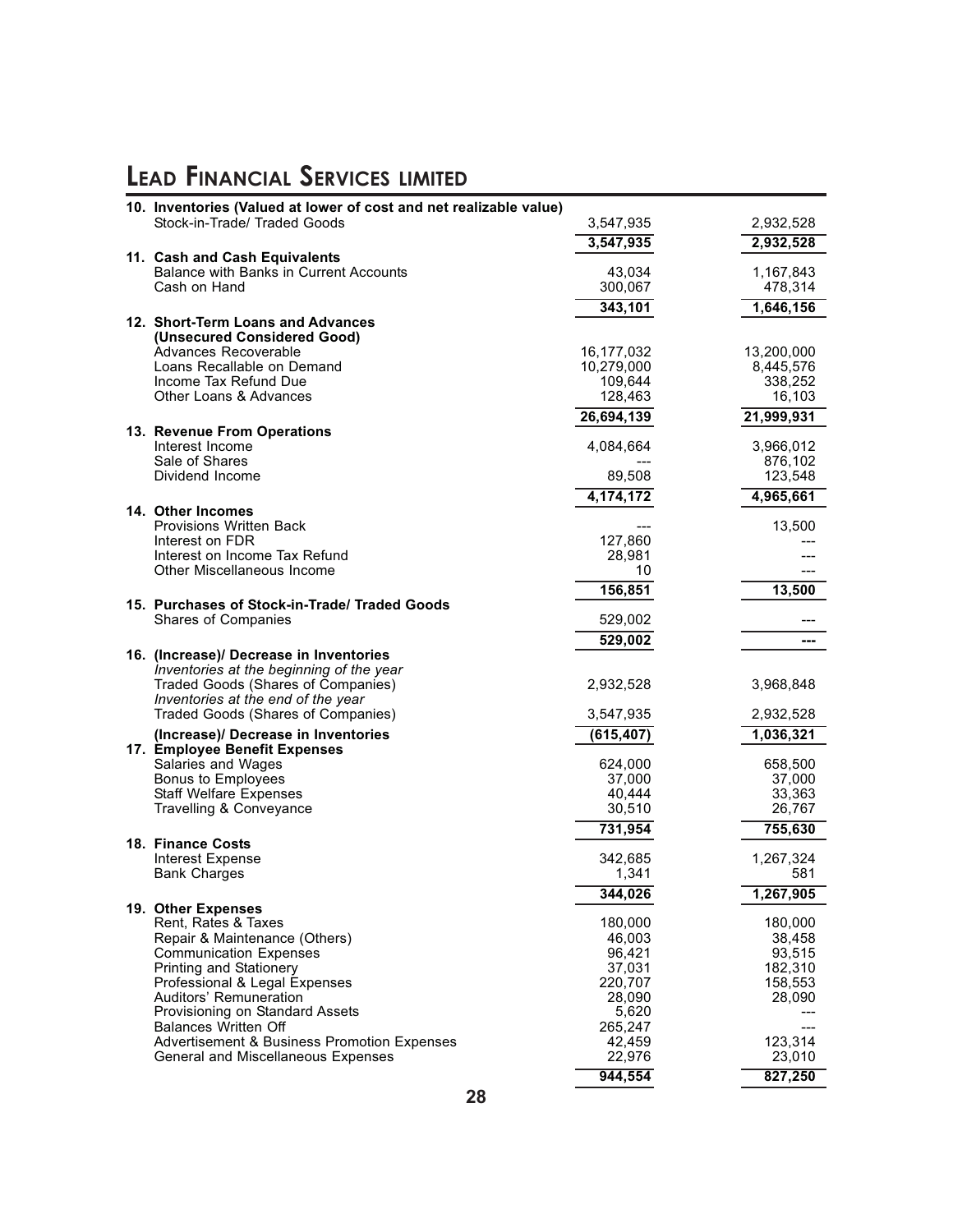# LEAD FINANCIAL SERVICES LIMITED

| | | |
|---|---|---|
| **10. Inventories (Valued at lower of cost and net realizable value)** | | |
| Stock-in-Trade/ Traded Goods | 3,547,935 | 2,932,528 |
| | **3,547,935** | **2,932,528** |
| **11. Cash and Cash Equivalents** | | |
| Balance with Banks in Current Accounts | 43,034 | 1,167,843 |
| Cash on Hand | 300,067 | 478,314 |
| | **343,101** | **1,646,156** |
| **12. Short-Term Loans and Advances (Unsecured Considered Good)** | | |
| Advances Recoverable | 16,177,032 | 13,200,000 |
| Loans Recallable on Demand | 10,279,000 | 8,445,576 |
| Income Tax Refund Due | 109,644 | 338,252 |
| Other Loans & Advances | 128,463 | 16,103 |
| | **26,694,139** | **21,999,931** |
| **13. Revenue From Operations** | | |
| Interest Income | 4,084,664 | 3,966,012 |
| Sale of Shares | --- | 876,102 |
| Dividend Income | 89,508 | 123,548 |
| | **4,174,172** | **4,965,661** |
| **14. Other Incomes** | | |
| Provisions Written Back | --- | 13,500 |
| Interest on FDR | 127,860 | --- |
| Interest on Income Tax Refund | 28,981 | --- |
| Other Miscellaneous Income | 10 | --- |
| | **156,851** | **13,500** |
| **15. Purchases of Stock-in-Trade/ Traded Goods** | | |
| Shares of Companies | 529,002 | --- |
| | **529,002** | **---** |
| **16. (Increase)/ Decrease in Inventories** | | |
| *Inventories at the beginning of the year* | | |
| Traded Goods (Shares of Companies) | 2,932,528 | 3,968,848 |
| *Inventories at the end of the year* | | |
| Traded Goods (Shares of Companies) | 3,547,935 | 2,932,528 |
| **(Increase)/ Decrease in Inventories** | **(615,407)** | **1,036,321** |
| **17. Employee Benefit Expenses** | | |
| Salaries and Wages | 624,000 | 658,500 |
| Bonus to Employees | 37,000 | 37,000 |
| Staff Welfare Expenses | 40,444 | 33,363 |
| Travelling & Conveyance | 30,510 | 26,767 |
| | **731,954** | **755,630** |
| **18. Finance Costs** | | |
| Interest Expense | 342,685 | 1,267,324 |
| Bank Charges | 1,341 | 581 |
| | **344,026** | **1,267,905** |
| **19. Other Expenses** | | |
| Rent, Rates & Taxes | 180,000 | 180,000 |
| Repair & Maintenance (Others) | 46,003 | 38,458 |
| Communication Expenses | 96,421 | 93,515 |
| Printing and Stationery | 37,031 | 182,310 |
| Professional & Legal Expenses | 220,707 | 158,553 |
| Auditors' Remuneration | 28,090 | 28,090 |
| Provisioning on Standard Assets | 5,620 | --- |
| Balances Written Off | 265,247 | --- |
| Advertisement & Business Promotion Expenses | 42,459 | 123,314 |
| General and Miscellaneous Expenses | 22,976 | 23,010 |
| | **944,554** | **827,250** |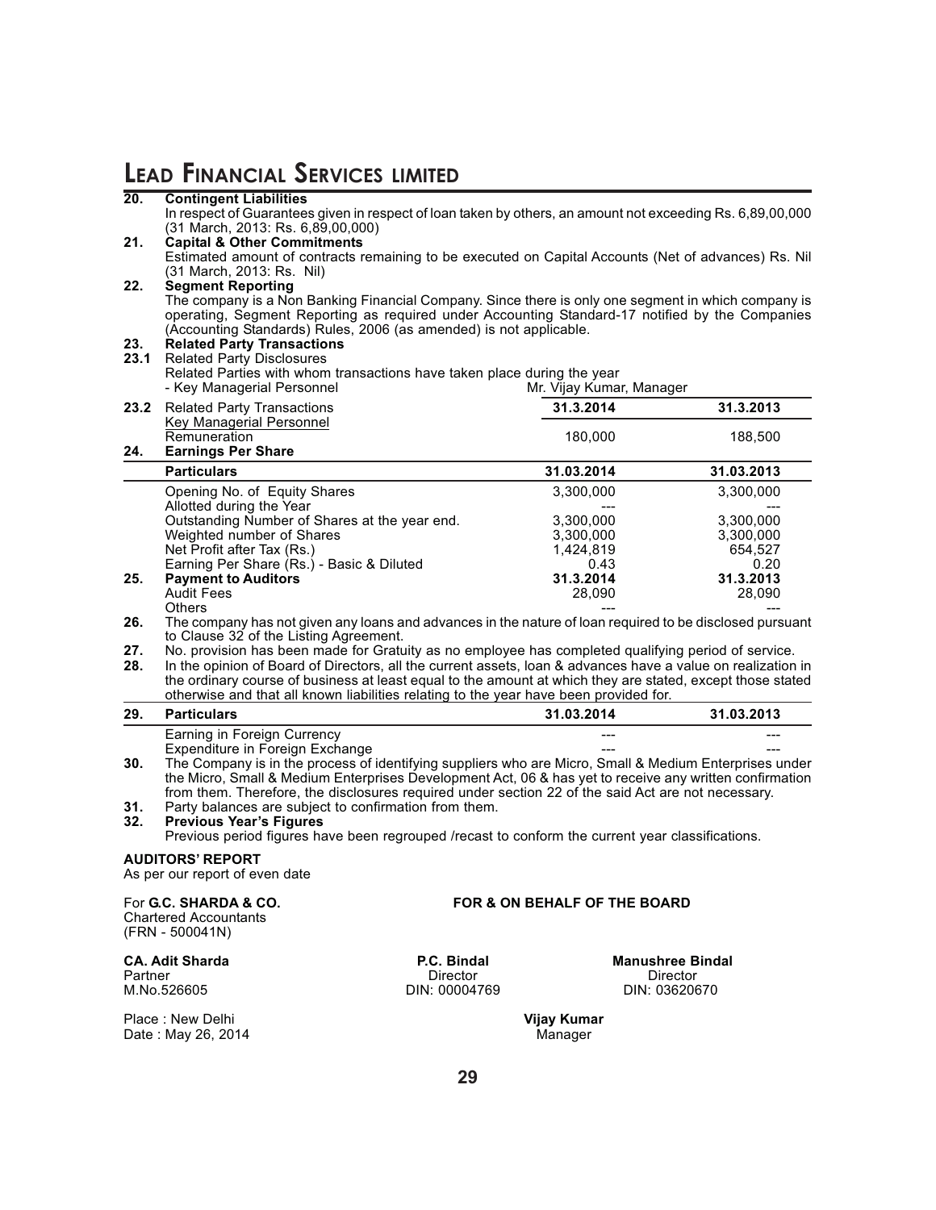**20. Contingent Liabilities**

In respect of Guarantees given in respect of loan taken by others, an amount not exceeding Rs. 6,89,00,000 (31 March, 2013: Rs. 6,89,00,000)

**21. Capital & Other Commitments**

Estimated amount of contracts remaining to be executed on Capital Accounts (Net of advances) Rs. Nil (31 March, 2013: Rs. Nil)

**22. Segment Reporting**

The company is a Non Banking Financial Company. Since there is only one segment in which company is operating, Segment Reporting as required under Accounting Standard-17 notified by the Companies (Accounting Standards) Rules, 2006 (as amended) is not applicable.

**23. Related Party Transactions**

**23.1** Related Party Disclosures

Related Parties with whom transactions have taken place during the year

- Key Managerial Personnel — Mr. Vijay Kumar, Manager

**23.2** Related Party Transactions

| Related Party Transactions | 31.3.2014 | 31.3.2013 |
|---|---|---|
| Key Managerial Personnel | | |
| Remuneration | 180,000 | 188,500 |

**24. Earnings Per Share**

| Particulars | 31.03.2014 | 31.03.2013 |
|---|---|---|
| Opening No. of Equity Shares | 3,300,000 | 3,300,000 |
| Allotted during the Year | --- | --- |
| Outstanding Number of Shares at the year end. | 3,300,000 | 3,300,000 |
| Weighted number of Shares | 3,300,000 | 3,300,000 |
| Net Profit after Tax (Rs.) | 1,424,819 | 654,527 |
| Earning Per Share (Rs.) - Basic & Diluted | 0.43 | 0.20 |

**25. Payment to Auditors**

| | 31.3.2014 | 31.3.2013 |
|---|---|---|
| Audit Fees | 28,090 | 28,090 |
| Others | --- | --- |

**26.** The company has not given any loans and advances in the nature of loan required to be disclosed pursuant to Clause 32 of the Listing Agreement.

**27.** No. provision has been made for Gratuity as no employee has completed qualifying period of service.

**28.** In the opinion of Board of Directors, all the current assets, loan & advances have a value on realization in the ordinary course of business at least equal to the amount at which they are stated, except those stated otherwise and that all known liabilities relating to the year have been provided for.

**29.**

| Particulars | 31.03.2014 | 31.03.2013 |
|---|---|---|
| Earning in Foreign Currency | --- | --- |
| Expenditure in Foreign Exchange | --- | --- |

**30.** The Company is in the process of identifying suppliers who are Micro, Small & Medium Enterprises under the Micro, Small & Medium Enterprises Development Act, 06 & has yet to receive any written confirmation from them. Therefore, the disclosures required under section 22 of the said Act are not necessary.

**31.** Party balances are subject to confirmation from them.

**32. Previous Year's Figures**

Previous period figures have been regrouped /recast to conform the current year classifications.

**AUDITORS' REPORT**

As per our report of even date

For **G.C. SHARDA & CO.**
Chartered Accountants
(FRN - 500041N)

**FOR & ON BEHALF OF THE BOARD**

**CA. Adit Sharda**
Partner
M.No.526605

**P.C. Bindal**
Director
DIN: 00004769

**Manushree Bindal**
Director
DIN: 03620670

Place : New Delhi
Date : May 26, 2014

**Vijay Kumar**
Manager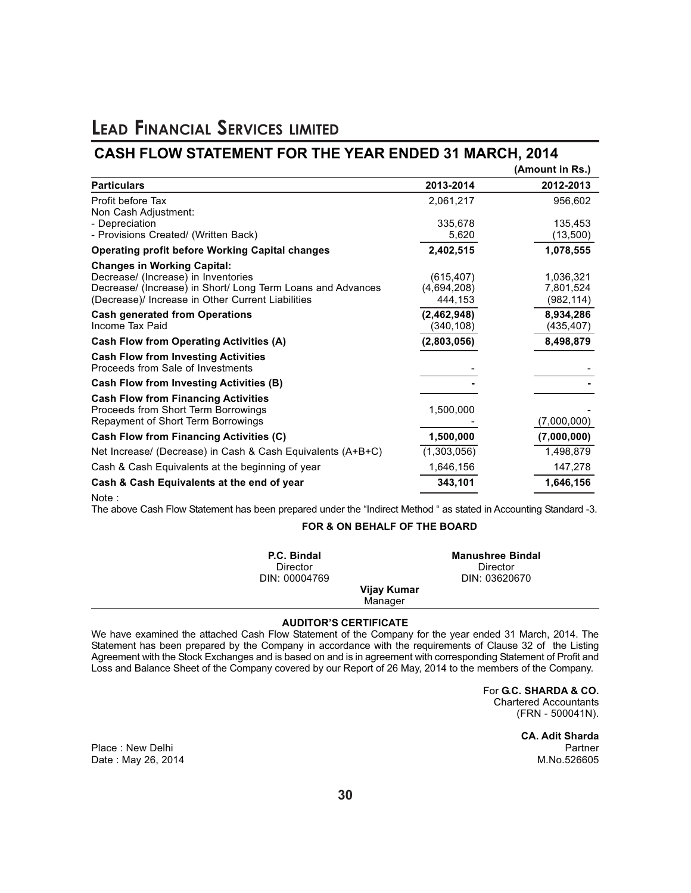# LEAD FINANCIAL SERVICES LIMITED

## CASH FLOW STATEMENT FOR THE YEAR ENDED 31 MARCH, 2014

(Amount in Rs.)

| Particulars | 2013-2014 | 2012-2013 |
|---|---|---|
| Profit before Tax | 2,061,217 | 956,602 |
| Non Cash Adjustment: | | |
| - Depreciation | 335,678 | 135,453 |
| - Provisions Created/ (Written Back) | 5,620 | (13,500) |
| **Operating profit before Working Capital changes** | **2,402,515** | **1,078,555** |
| **Changes in Working Capital:** | | |
| Decrease/ (Increase) in Inventories | (615,407) | 1,036,321 |
| Decrease/ (Increase) in Short/ Long Term Loans and Advances | (4,694,208) | 7,801,524 |
| (Decrease)/ Increase in Other Current Liabilities | 444,153 | (982,114) |
| **Cash generated from Operations** | **(2,462,948)** | **8,934,286** |
| Income Tax Paid | (340,108) | (435,407) |
| **Cash Flow from Operating Activities (A)** | **(2,803,056)** | **8,498,879** |
| **Cash Flow from Investing Activities** | | |
| Proceeds from Sale of Investments | - | - |
| **Cash Flow from Investing Activities (B)** | **-** | **-** |
| **Cash Flow from Financing Activities** | | |
| Proceeds from Short Term Borrowings | 1,500,000 | - |
| Repayment of Short Term Borrowings | - | (7,000,000) |
| **Cash Flow from Financing Activities (C)** | **1,500,000** | **(7,000,000)** |
| Net Increase/ (Decrease) in Cash & Cash Equivalents (A+B+C) | (1,303,056) | 1,498,879 |
| Cash & Cash Equivalents at the beginning of year | 1,646,156 | 147,278 |
| **Cash & Cash Equivalents at the end of year** | **343,101** | **1,646,156** |

Note :

The above Cash Flow Statement has been prepared under the "Indirect Method " as stated in Accounting Standard -3.

**FOR & ON BEHALF OF THE BOARD**

**P.C. Bindal**
Director
DIN: 00004769

**Manushree Bindal**
Director
DIN: 03620670

**Vijay Kumar**
Manager

**AUDITOR'S CERTIFICATE**

We have examined the attached Cash Flow Statement of the Company for the year ended 31 March, 2014. The Statement has been prepared by the Company in accordance with the requirements of Clause 32 of the Listing Agreement with the Stock Exchanges and is based on and is in agreement with corresponding Statement of Profit and Loss and Balance Sheet of the Company covered by our Report of 26 May, 2014 to the members of the Company.

For **G.C. SHARDA & CO.**
Chartered Accountants
(FRN - 500041N).

**CA. Adit Sharda**
Partner
M.No.526605

Place : New Delhi
Date : May 26, 2014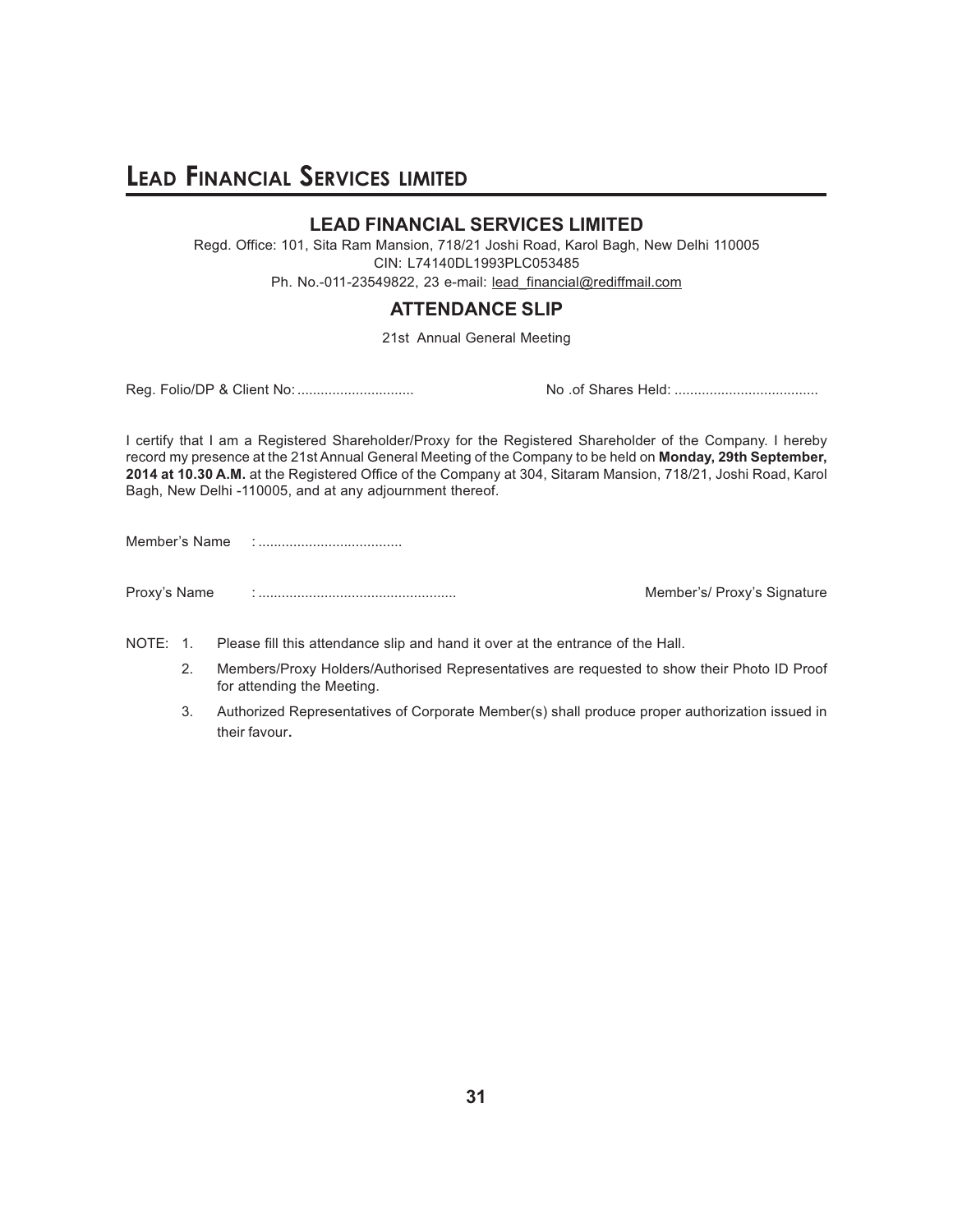# LEAD FINANCIAL SERVICES LIMITED

Regd. Office: 101, Sita Ram Mansion, 718/21 Joshi Road, Karol Bagh, New Delhi 110005

CIN: L74140DL1993PLC053485

Ph. No.-011-23549822, 23 e-mail: lead_financial@rediffmail.com

## ATTENDANCE SLIP

21st Annual General Meeting

Reg. Folio/DP & Client No: .............................                    No .of Shares Held: ....................................

I certify that I am a Registered Shareholder/Proxy for the Registered Shareholder of the Company. I hereby record my presence at the 21st Annual General Meeting of the Company to be held on **Monday, 29th September, 2014 at 10.30 A.M.** at the Registered Office of the Company at 304, Sitaram Mansion, 718/21, Joshi Road, Karol Bagh, New Delhi -110005, and at any adjournment thereof.

Member's Name : ....................................

Proxy's Name : ..................................................                    Member's/ Proxy's Signature

NOTE:

1. Please fill this attendance slip and hand it over at the entrance of the Hall.
2. Members/Proxy Holders/Authorised Representatives are requested to show their Photo ID Proof for attending the Meeting.
3. Authorized Representatives of Corporate Member(s) shall produce proper authorization issued in their favour.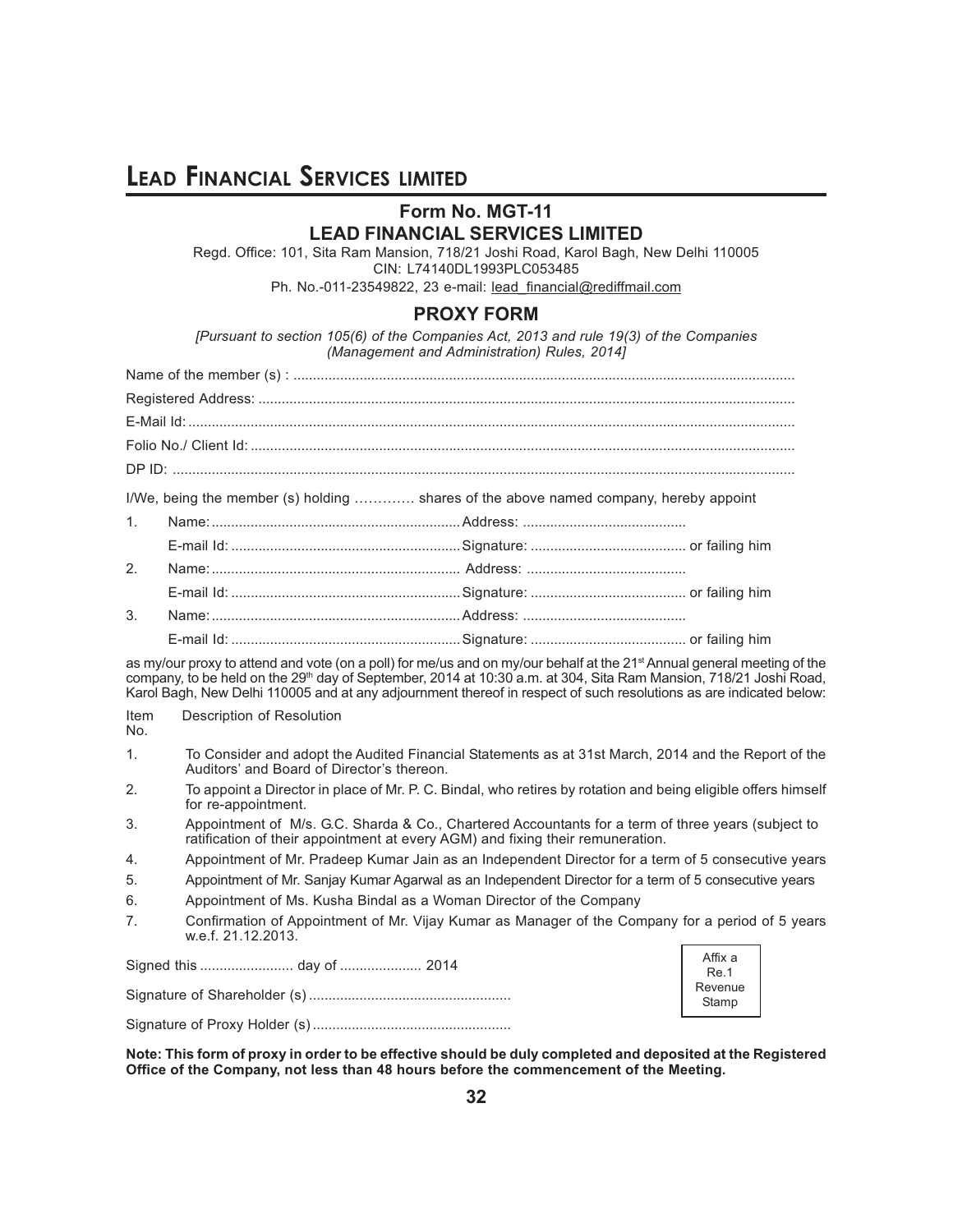## Form No. MGT-11
## LEAD FINANCIAL SERVICES LIMITED

Regd. Office: 101, Sita Ram Mansion, 718/21 Joshi Road, Karol Bagh, New Delhi 110005
CIN: L74140DL1993PLC053485
Ph. No.-011-23549822, 23 e-mail: lead_financial@rediffmail.com

## PROXY FORM

*[Pursuant to section 105(6) of the Companies Act, 2013 and rule 19(3) of the Companies (Management and Administration) Rules, 2014]*

Name of the member (s) : ...............................................................................................................................

Registered Address: .......................................................................................................................................

E-Mail Id: .........................................................................................................................................................

Folio No./ Client Id: .........................................................................................................................................

DP ID: .............................................................................................................................................................

I/We, being the member (s) holding …………. shares of the above named company, hereby appoint

1. Name: ................................................................ Address: .........................................
   E-mail Id: ........................................................... Signature: ........................................ or failing him
2. Name: ................................................................ Address: .........................................
   E-mail Id: ........................................................... Signature: ........................................ or failing him
3. Name: ................................................................ Address: .........................................
   E-mail Id: ........................................................... Signature: ........................................ or failing him

as my/our proxy to attend and vote (on a poll) for me/us and on my/our behalf at the 21st Annual general meeting of the company, to be held on the 29th day of September, 2014 at 10:30 a.m. at 304, Sita Ram Mansion, 718/21 Joshi Road, Karol Bagh, New Delhi 110005 and at any adjournment thereof in respect of such resolutions as are indicated below:

| Item No. | Description of Resolution |
|---|---|
| 1. | To Consider and adopt the Audited Financial Statements as at 31st March, 2014 and the Report of the Auditors' and Board of Director's thereon. |
| 2. | To appoint a Director in place of Mr. P. C. Bindal, who retires by rotation and being eligible offers himself for re-appointment. |
| 3. | Appointment of M/s. G.C. Sharda & Co., Chartered Accountants for a term of three years (subject to ratification of their appointment at every AGM) and fixing their remuneration. |
| 4. | Appointment of Mr. Pradeep Kumar Jain as an Independent Director for a term of 5 consecutive years |
| 5. | Appointment of Mr. Sanjay Kumar Agarwal as an Independent Director for a term of 5 consecutive years |
| 6. | Appointment of Ms. Kusha Bindal as a Woman Director of the Company |
| 7. | Confirmation of Appointment of Mr. Vijay Kumar as Manager of the Company for a period of 5 years w.e.f. 21.12.2013. |

Signed this ........................ day of ..................... 2014

Signature of Shareholder (s) ....................................................

Affix a Re.1 Revenue Stamp

Signature of Proxy Holder (s) ...................................................

**Note: This form of proxy in order to be effective should be duly completed and deposited at the Registered Office of the Company, not less than 48 hours before the commencement of the Meeting.**